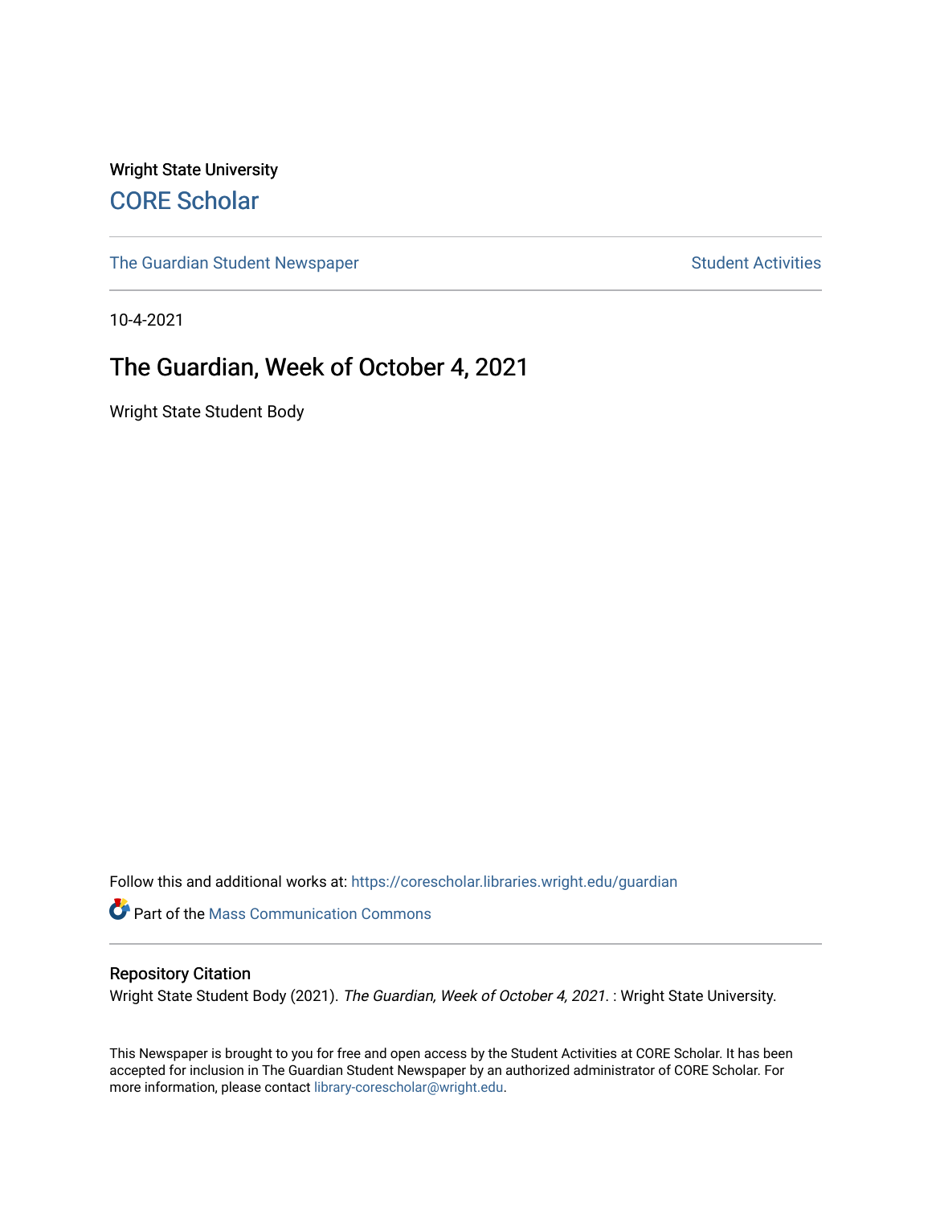Wright State University

# CORE Scholar

The Guardian Student Newspaper

Student Activities

10-4-2021

## The Guardian, Week of October 4, 2021

Wright State Student Body

Follow this and additional works at: https://corescholar.libraries.wright.edu/guardian

Part of the Mass Communication Commons

### Repository Citation

Wright State Student Body (2021). *The Guardian, Week of October 4, 2021*. : Wright State University.

This Newspaper is brought to you for free and open access by the Student Activities at CORE Scholar. It has been accepted for inclusion in The Guardian Student Newspaper by an authorized administrator of CORE Scholar. For more information, please contact library-corescholar@wright.edu.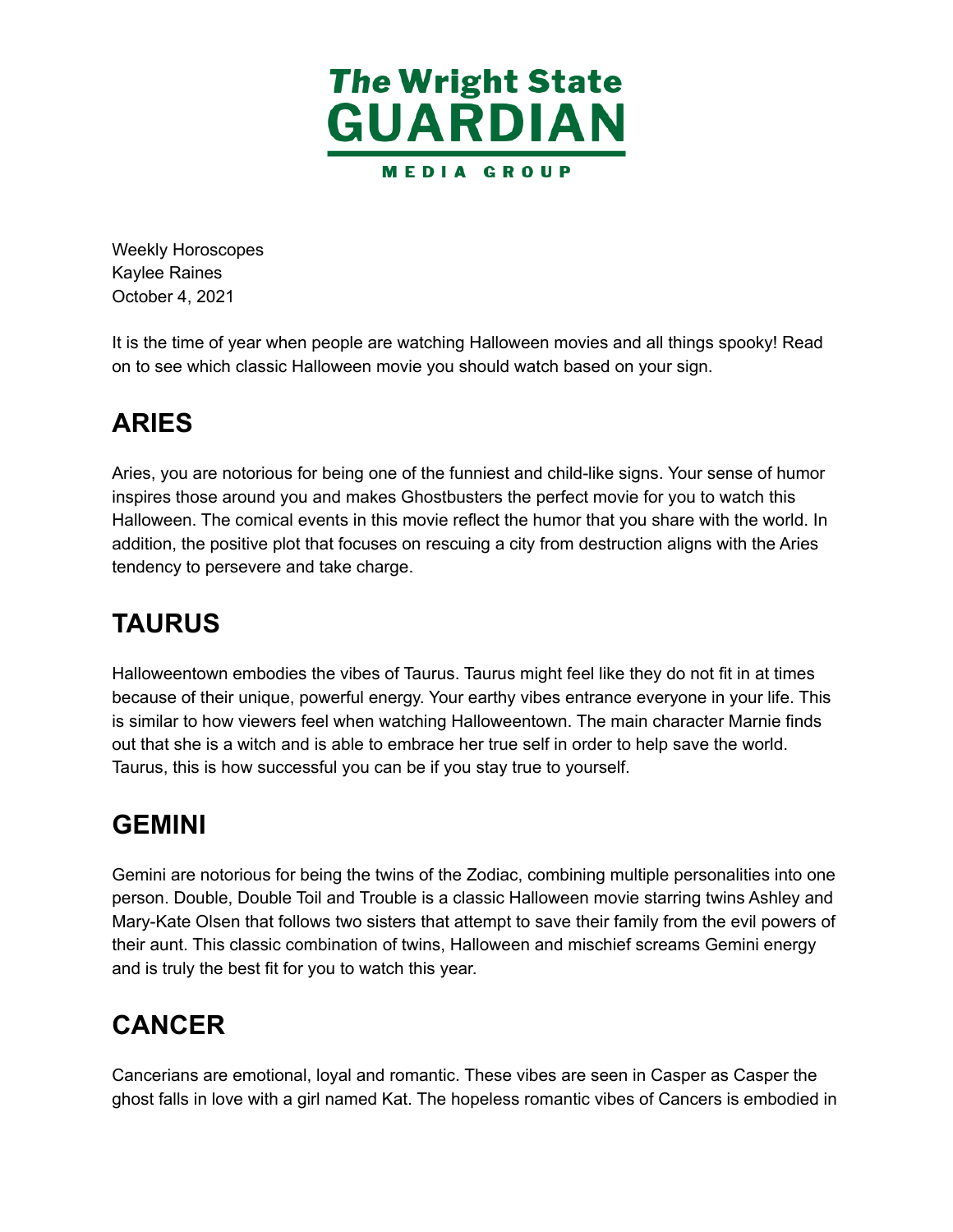Weekly Horoscopes
Kaylee Raines
October 4, 2021

It is the time of year when people are watching Halloween movies and all things spooky! Read on to see which classic Halloween movie you should watch based on your sign.

## ARIES

Aries, you are notorious for being one of the funniest and child-like signs. Your sense of humor inspires those around you and makes Ghostbusters the perfect movie for you to watch this Halloween. The comical events in this movie reflect the humor that you share with the world. In addition, the positive plot that focuses on rescuing a city from destruction aligns with the Aries tendency to persevere and take charge.

## TAURUS

Halloweentown embodies the vibes of Taurus. Taurus might feel like they do not fit in at times because of their unique, powerful energy. Your earthy vibes entrance everyone in your life. This is similar to how viewers feel when watching Halloweentown. The main character Marnie finds out that she is a witch and is able to embrace her true self in order to help save the world. Taurus, this is how successful you can be if you stay true to yourself.

## GEMINI

Gemini are notorious for being the twins of the Zodiac, combining multiple personalities into one person. Double, Double Toil and Trouble is a classic Halloween movie starring twins Ashley and Mary-Kate Olsen that follows two sisters that attempt to save their family from the evil powers of their aunt. This classic combination of twins, Halloween and mischief screams Gemini energy and is truly the best fit for you to watch this year.

## CANCER

Cancerians are emotional, loyal and romantic. These vibes are seen in Casper as Casper the ghost falls in love with a girl named Kat. The hopeless romantic vibes of Cancers is embodied in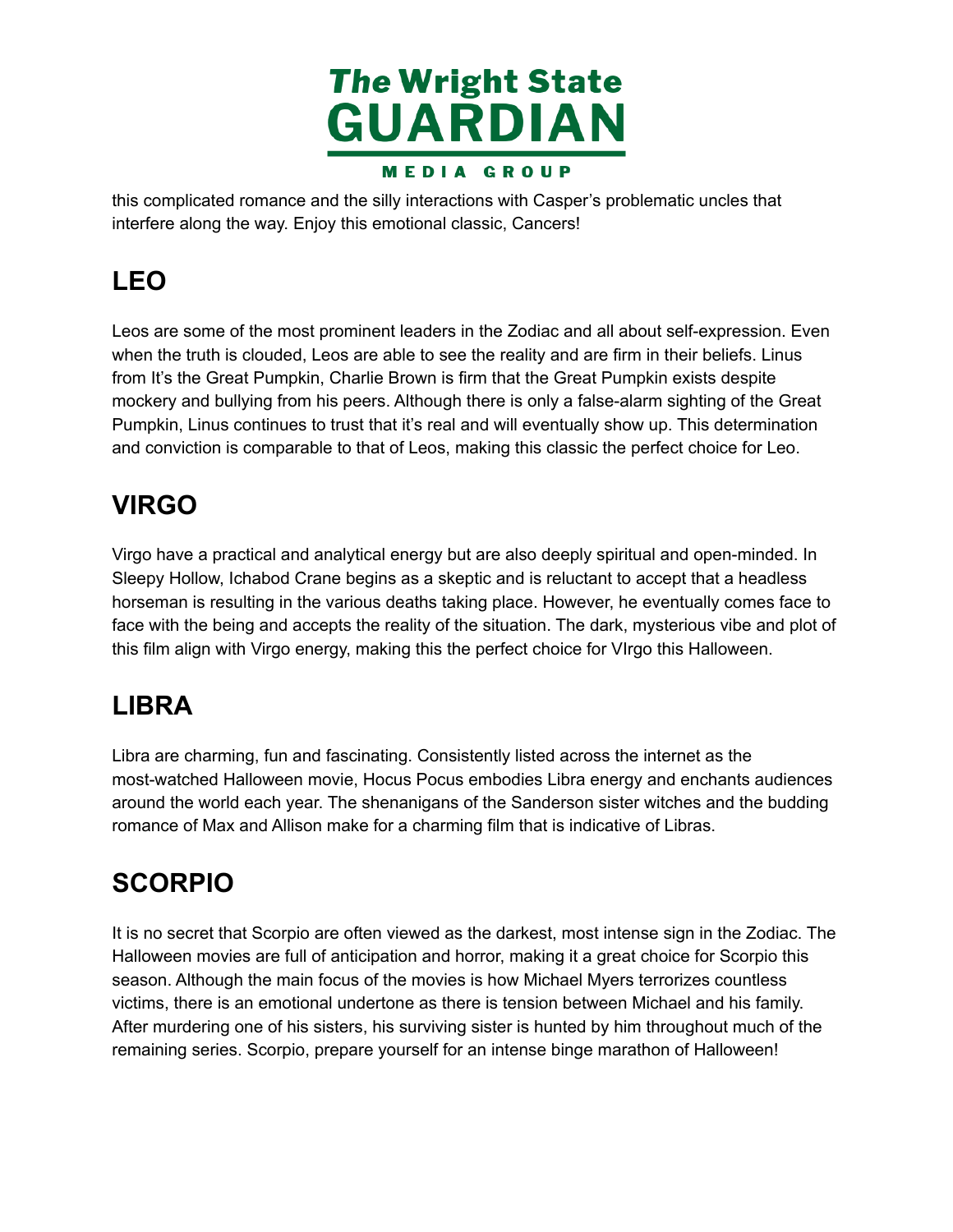this complicated romance and the silly interactions with Casper's problematic uncles that interfere along the way. Enjoy this emotional classic, Cancers!

## LEO

Leos are some of the most prominent leaders in the Zodiac and all about self-expression. Even when the truth is clouded, Leos are able to see the reality and are firm in their beliefs. Linus from It's the Great Pumpkin, Charlie Brown is firm that the Great Pumpkin exists despite mockery and bullying from his peers. Although there is only a false-alarm sighting of the Great Pumpkin, Linus continues to trust that it's real and will eventually show up. This determination and conviction is comparable to that of Leos, making this classic the perfect choice for Leo.

## VIRGO

Virgo have a practical and analytical energy but are also deeply spiritual and open-minded. In Sleepy Hollow, Ichabod Crane begins as a skeptic and is reluctant to accept that a headless horseman is resulting in the various deaths taking place. However, he eventually comes face to face with the being and accepts the reality of the situation. The dark, mysterious vibe and plot of this film align with Virgo energy, making this the perfect choice for VIrgo this Halloween.

## LIBRA

Libra are charming, fun and fascinating. Consistently listed across the internet as the most-watched Halloween movie, Hocus Pocus embodies Libra energy and enchants audiences around the world each year. The shenanigans of the Sanderson sister witches and the budding romance of Max and Allison make for a charming film that is indicative of Libras.

## SCORPIO

It is no secret that Scorpio are often viewed as the darkest, most intense sign in the Zodiac. The Halloween movies are full of anticipation and horror, making it a great choice for Scorpio this season. Although the main focus of the movies is how Michael Myers terrorizes countless victims, there is an emotional undertone as there is tension between Michael and his family. After murdering one of his sisters, his surviving sister is hunted by him throughout much of the remaining series. Scorpio, prepare yourself for an intense binge marathon of Halloween!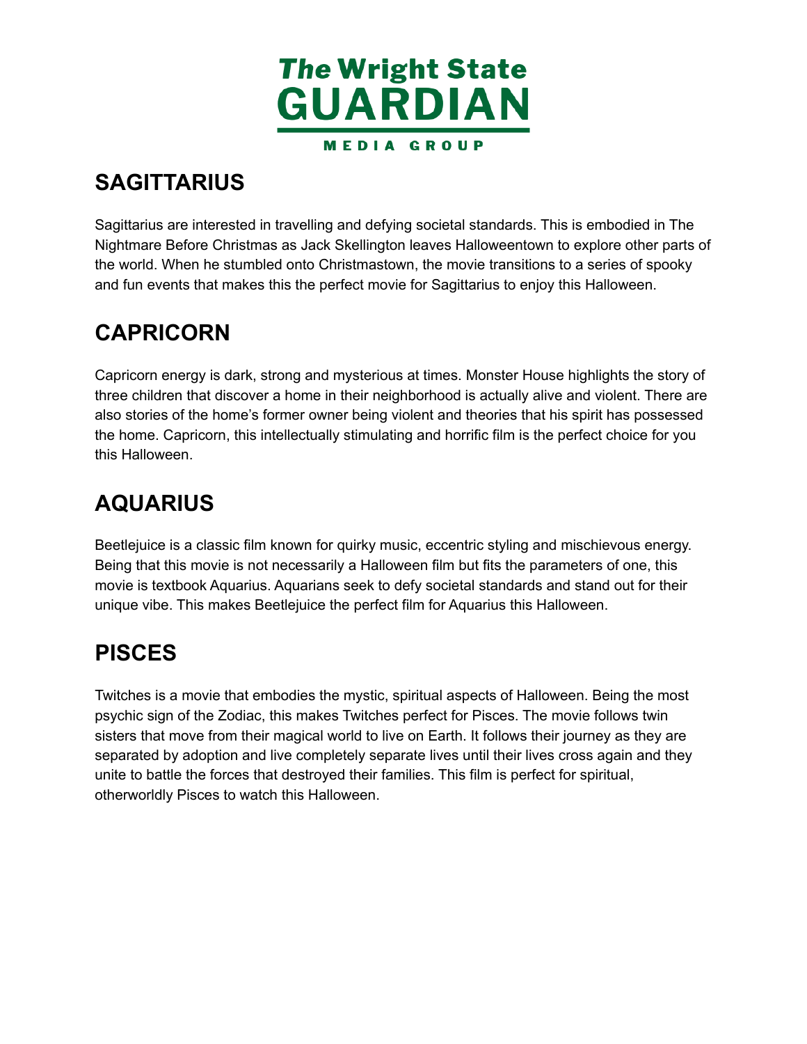## SAGITTARIUS

Sagittarius are interested in travelling and defying societal standards. This is embodied in The Nightmare Before Christmas as Jack Skellington leaves Halloweentown to explore other parts of the world. When he stumbled onto Christmastown, the movie transitions to a series of spooky and fun events that makes this the perfect movie for Sagittarius to enjoy this Halloween.

## CAPRICORN

Capricorn energy is dark, strong and mysterious at times. Monster House highlights the story of three children that discover a home in their neighborhood is actually alive and violent. There are also stories of the home's former owner being violent and theories that his spirit has possessed the home. Capricorn, this intellectually stimulating and horrific film is the perfect choice for you this Halloween.

## AQUARIUS

Beetlejuice is a classic film known for quirky music, eccentric styling and mischievous energy. Being that this movie is not necessarily a Halloween film but fits the parameters of one, this movie is textbook Aquarius. Aquarians seek to defy societal standards and stand out for their unique vibe. This makes Beetlejuice the perfect film for Aquarius this Halloween.

## PISCES

Twitches is a movie that embodies the mystic, spiritual aspects of Halloween. Being the most psychic sign of the Zodiac, this makes Twitches perfect for Pisces. The movie follows twin sisters that move from their magical world to live on Earth. It follows their journey as they are separated by adoption and live completely separate lives until their lives cross again and they unite to battle the forces that destroyed their families. This film is perfect for spiritual, otherworldly Pisces to watch this Halloween.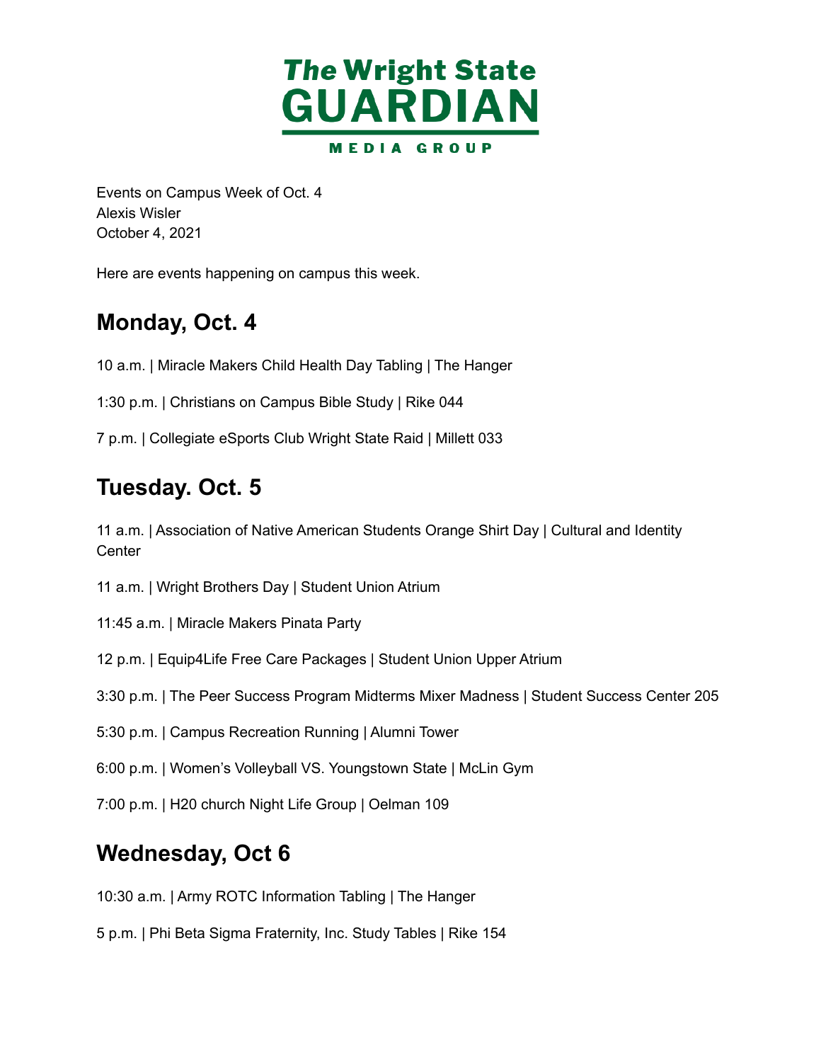Events on Campus Week of Oct. 4
Alexis Wisler
October 4, 2021

Here are events happening on campus this week.

## Monday, Oct. 4

10 a.m. | Miracle Makers Child Health Day Tabling | The Hanger

1:30 p.m. | Christians on Campus Bible Study | Rike 044

7 p.m. | Collegiate eSports Club Wright State Raid | Millett 033

## Tuesday. Oct. 5

11 a.m. | Association of Native American Students Orange Shirt Day | Cultural and Identity Center

11 a.m. | Wright Brothers Day | Student Union Atrium

11:45 a.m. | Miracle Makers Pinata Party

12 p.m. | Equip4Life Free Care Packages | Student Union Upper Atrium

3:30 p.m. | The Peer Success Program Midterms Mixer Madness | Student Success Center 205

5:30 p.m. | Campus Recreation Running | Alumni Tower

6:00 p.m. | Women's Volleyball VS. Youngstown State | McLin Gym

7:00 p.m. | H20 church Night Life Group | Oelman 109

## Wednesday, Oct 6

10:30 a.m. | Army ROTC Information Tabling | The Hanger

5 p.m. | Phi Beta Sigma Fraternity, Inc. Study Tables | Rike 154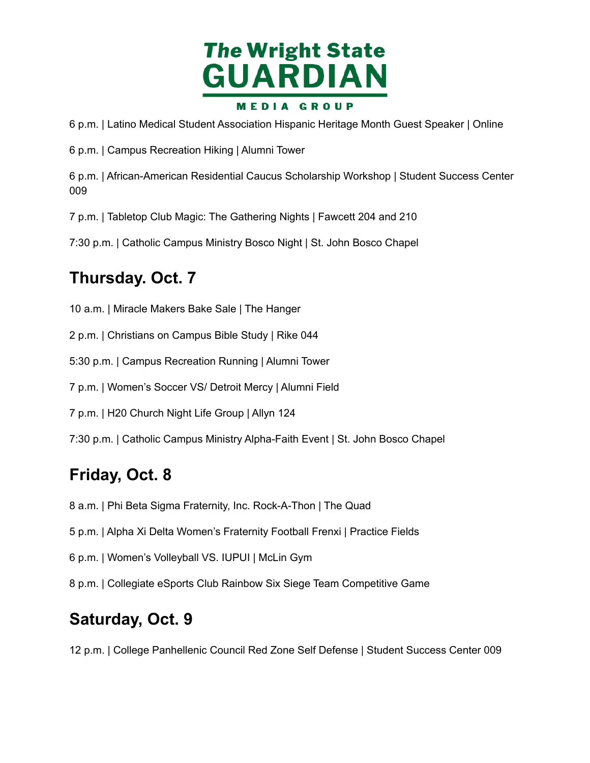6 p.m. | Latino Medical Student Association Hispanic Heritage Month Guest Speaker | Online

6 p.m. | Campus Recreation Hiking | Alumni Tower

6 p.m. | African-American Residential Caucus Scholarship Workshop | Student Success Center 009

7 p.m. | Tabletop Club Magic: The Gathering Nights | Fawcett 204 and 210

7:30 p.m. | Catholic Campus Ministry Bosco Night | St. John Bosco Chapel

## Thursday. Oct. 7

10 a.m. | Miracle Makers Bake Sale | The Hanger

2 p.m. | Christians on Campus Bible Study | Rike 044

5:30 p.m. | Campus Recreation Running | Alumni Tower

7 p.m. | Women's Soccer VS/ Detroit Mercy | Alumni Field

7 p.m. | H20 Church Night Life Group | Allyn 124

7:30 p.m. | Catholic Campus Ministry Alpha-Faith Event | St. John Bosco Chapel

## Friday, Oct. 8

8 a.m. | Phi Beta Sigma Fraternity, Inc. Rock-A-Thon | The Quad

5 p.m. | Alpha Xi Delta Women's Fraternity Football Frenxi | Practice Fields

6 p.m. | Women's Volleyball VS. IUPUI | McLin Gym

8 p.m. | Collegiate eSports Club Rainbow Six Siege Team Competitive Game

## Saturday, Oct. 9

12 p.m. | College Panhellenic Council Red Zone Self Defense | Student Success Center 009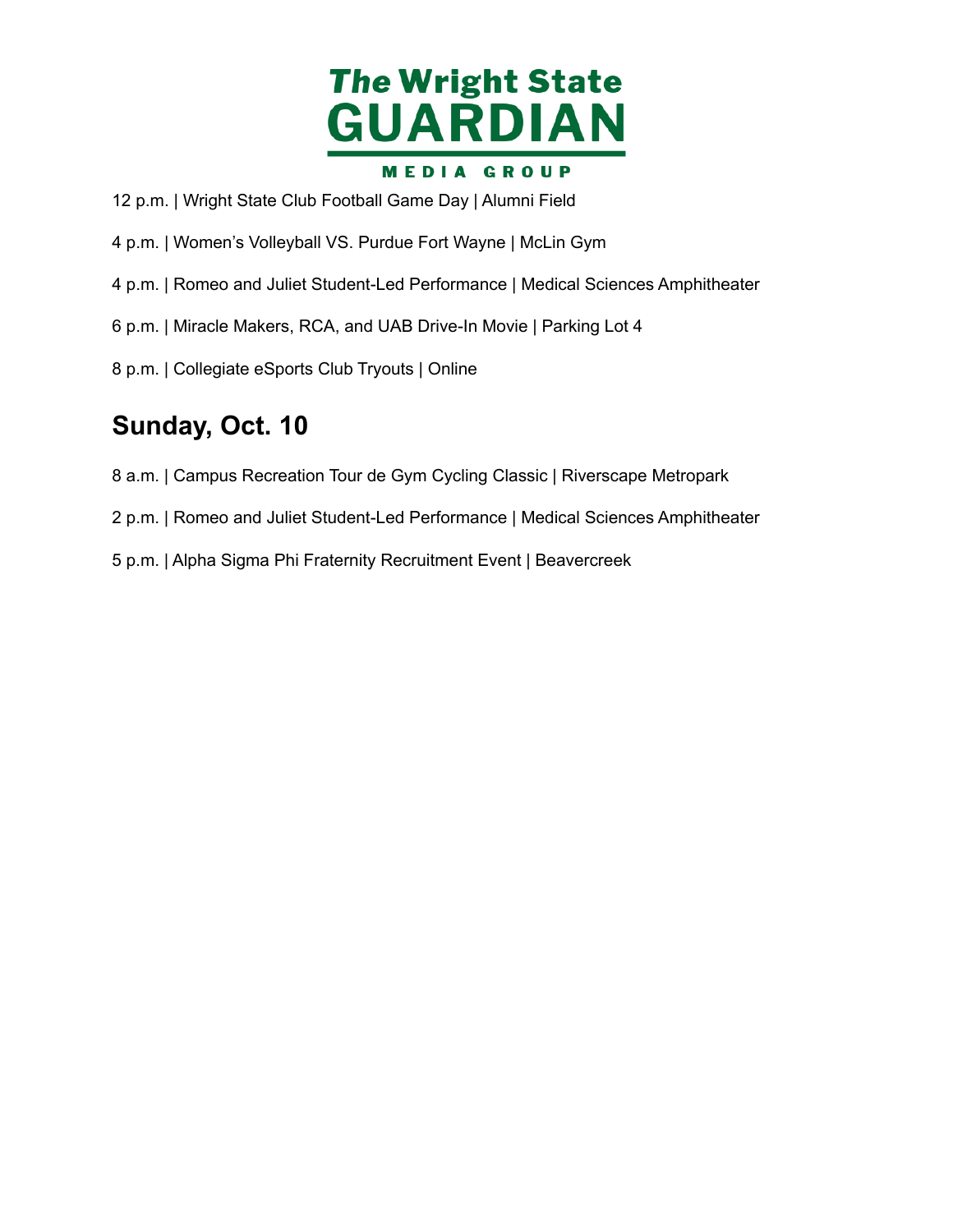12 p.m. | Wright State Club Football Game Day | Alumni Field

4 p.m. | Women's Volleyball VS. Purdue Fort Wayne | McLin Gym

4 p.m. | Romeo and Juliet Student-Led Performance | Medical Sciences Amphitheater

6 p.m. | Miracle Makers, RCA, and UAB Drive-In Movie | Parking Lot 4

8 p.m. | Collegiate eSports Club Tryouts | Online

## Sunday, Oct. 10

8 a.m. | Campus Recreation Tour de Gym Cycling Classic | Riverscape Metropark

2 p.m. | Romeo and Juliet Student-Led Performance | Medical Sciences Amphitheater

5 p.m. | Alpha Sigma Phi Fraternity Recruitment Event | Beavercreek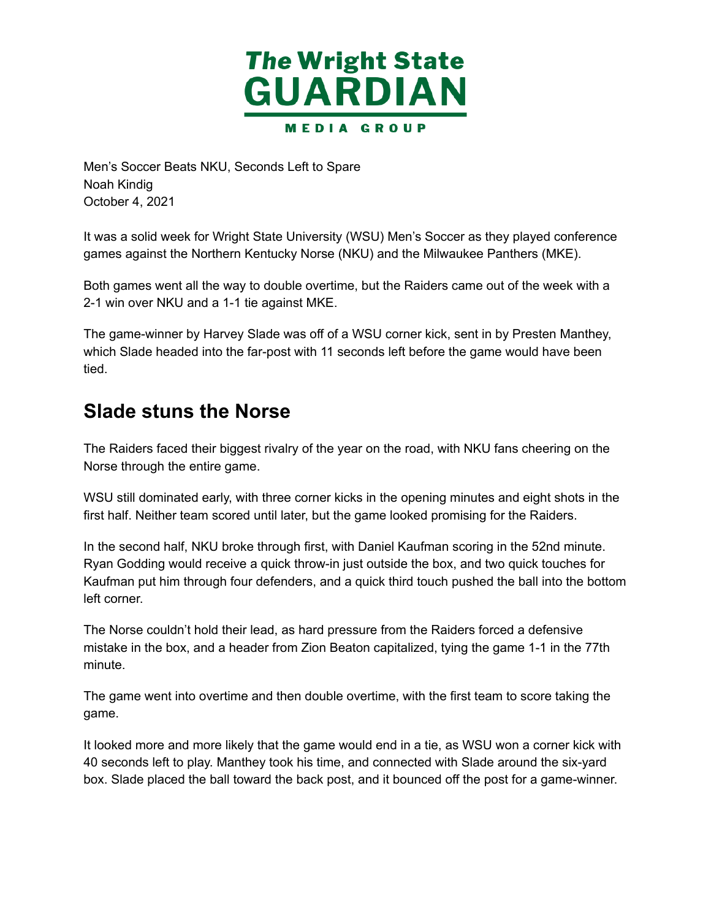The Wright State GUARDIAN

MEDIA GROUP

Men's Soccer Beats NKU, Seconds Left to Spare
Noah Kindig
October 4, 2021

It was a solid week for Wright State University (WSU) Men's Soccer as they played conference games against the Northern Kentucky Norse (NKU) and the Milwaukee Panthers (MKE).

Both games went all the way to double overtime, but the Raiders came out of the week with a 2-1 win over NKU and a 1-1 tie against MKE.

The game-winner by Harvey Slade was off of a WSU corner kick, sent in by Presten Manthey, which Slade headed into the far-post with 11 seconds left before the game would have been tied.

## Slade stuns the Norse

The Raiders faced their biggest rivalry of the year on the road, with NKU fans cheering on the Norse through the entire game.

WSU still dominated early, with three corner kicks in the opening minutes and eight shots in the first half. Neither team scored until later, but the game looked promising for the Raiders.

In the second half, NKU broke through first, with Daniel Kaufman scoring in the 52nd minute. Ryan Godding would receive a quick throw-in just outside the box, and two quick touches for Kaufman put him through four defenders, and a quick third touch pushed the ball into the bottom left corner.

The Norse couldn't hold their lead, as hard pressure from the Raiders forced a defensive mistake in the box, and a header from Zion Beaton capitalized, tying the game 1-1 in the 77th minute.

The game went into overtime and then double overtime, with the first team to score taking the game.

It looked more and more likely that the game would end in a tie, as WSU won a corner kick with 40 seconds left to play. Manthey took his time, and connected with Slade around the six-yard box. Slade placed the ball toward the back post, and it bounced off the post for a game-winner.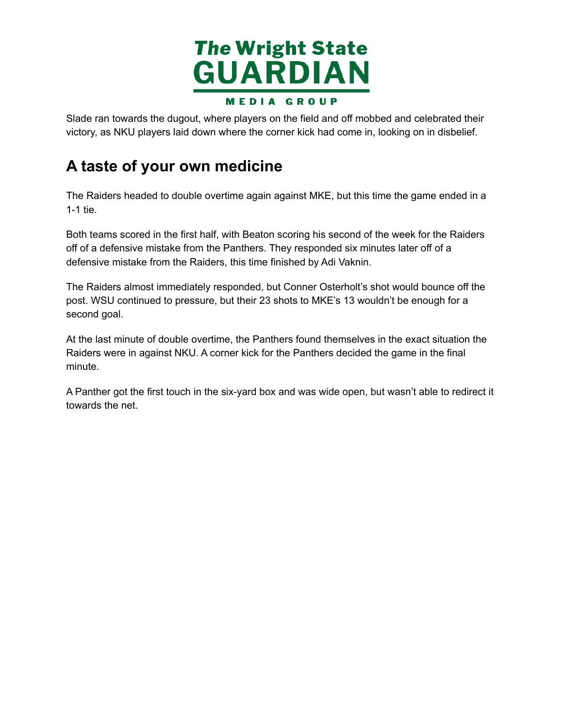Slade ran towards the dugout, where players on the field and off mobbed and celebrated their victory, as NKU players laid down where the corner kick had come in, looking on in disbelief.

## A taste of your own medicine

The Raiders headed to double overtime again against MKE, but this time the game ended in a 1-1 tie.

Both teams scored in the first half, with Beaton scoring his second of the week for the Raiders off of a defensive mistake from the Panthers. They responded six minutes later off of a defensive mistake from the Raiders, this time finished by Adi Vaknin.

The Raiders almost immediately responded, but Conner Osterholt's shot would bounce off the post. WSU continued to pressure, but their 23 shots to MKE's 13 wouldn't be enough for a second goal.

At the last minute of double overtime, the Panthers found themselves in the exact situation the Raiders were in against NKU. A corner kick for the Panthers decided the game in the final minute.

A Panther got the first touch in the six-yard box and was wide open, but wasn't able to redirect it towards the net.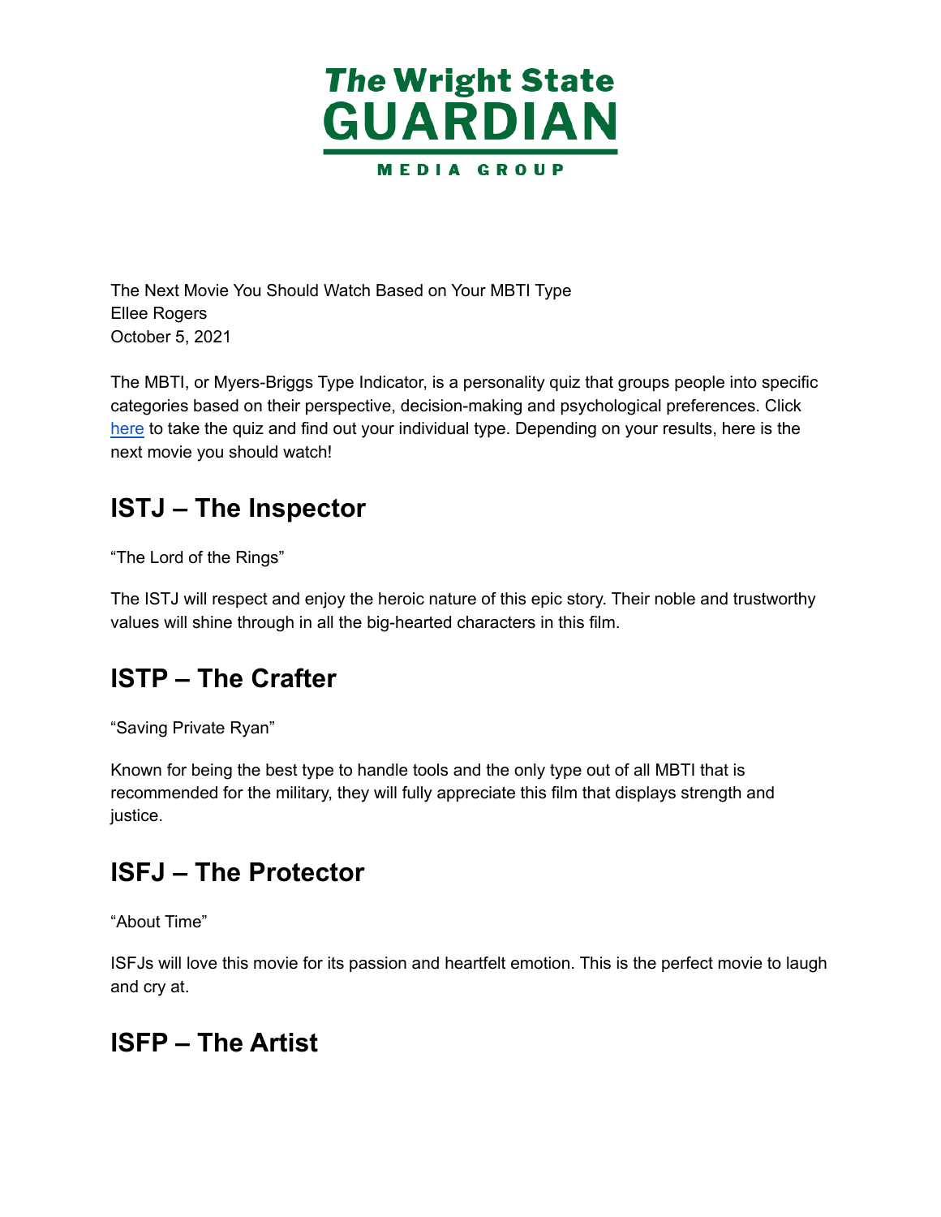The Wright State
GUARDIAN
MEDIA GROUP

The Next Movie You Should Watch Based on Your MBTI Type
Ellee Rogers
October 5, 2021

The MBTI, or Myers-Briggs Type Indicator, is a personality quiz that groups people into specific categories based on their perspective, decision-making and psychological preferences. Click here to take the quiz and find out your individual type. Depending on your results, here is the next movie you should watch!

## ISTJ – The Inspector

"The Lord of the Rings"

The ISTJ will respect and enjoy the heroic nature of this epic story. Their noble and trustworthy values will shine through in all the big-hearted characters in this film.

## ISTP – The Crafter

"Saving Private Ryan"

Known for being the best type to handle tools and the only type out of all MBTI that is recommended for the military, they will fully appreciate this film that displays strength and justice.

## ISFJ – The Protector

"About Time"

ISFJs will love this movie for its passion and heartfelt emotion. This is the perfect movie to laugh and cry at.

## ISFP – The Artist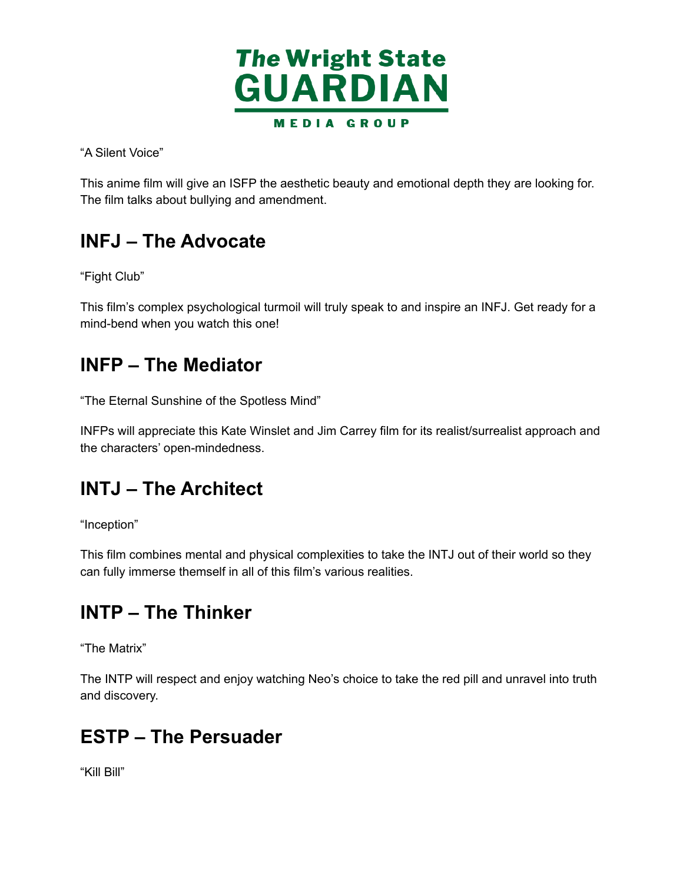"A Silent Voice"

This anime film will give an ISFP the aesthetic beauty and emotional depth they are looking for. The film talks about bullying and amendment.

## INFJ – The Advocate

"Fight Club"

This film's complex psychological turmoil will truly speak to and inspire an INFJ. Get ready for a mind-bend when you watch this one!

## INFP – The Mediator

"The Eternal Sunshine of the Spotless Mind"

INFPs will appreciate this Kate Winslet and Jim Carrey film for its realist/surrealist approach and the characters' open-mindedness.

## INTJ – The Architect

"Inception"

This film combines mental and physical complexities to take the INTJ out of their world so they can fully immerse themself in all of this film's various realities.

## INTP – The Thinker

"The Matrix"

The INTP will respect and enjoy watching Neo's choice to take the red pill and unravel into truth and discovery.

## ESTP – The Persuader

"Kill Bill"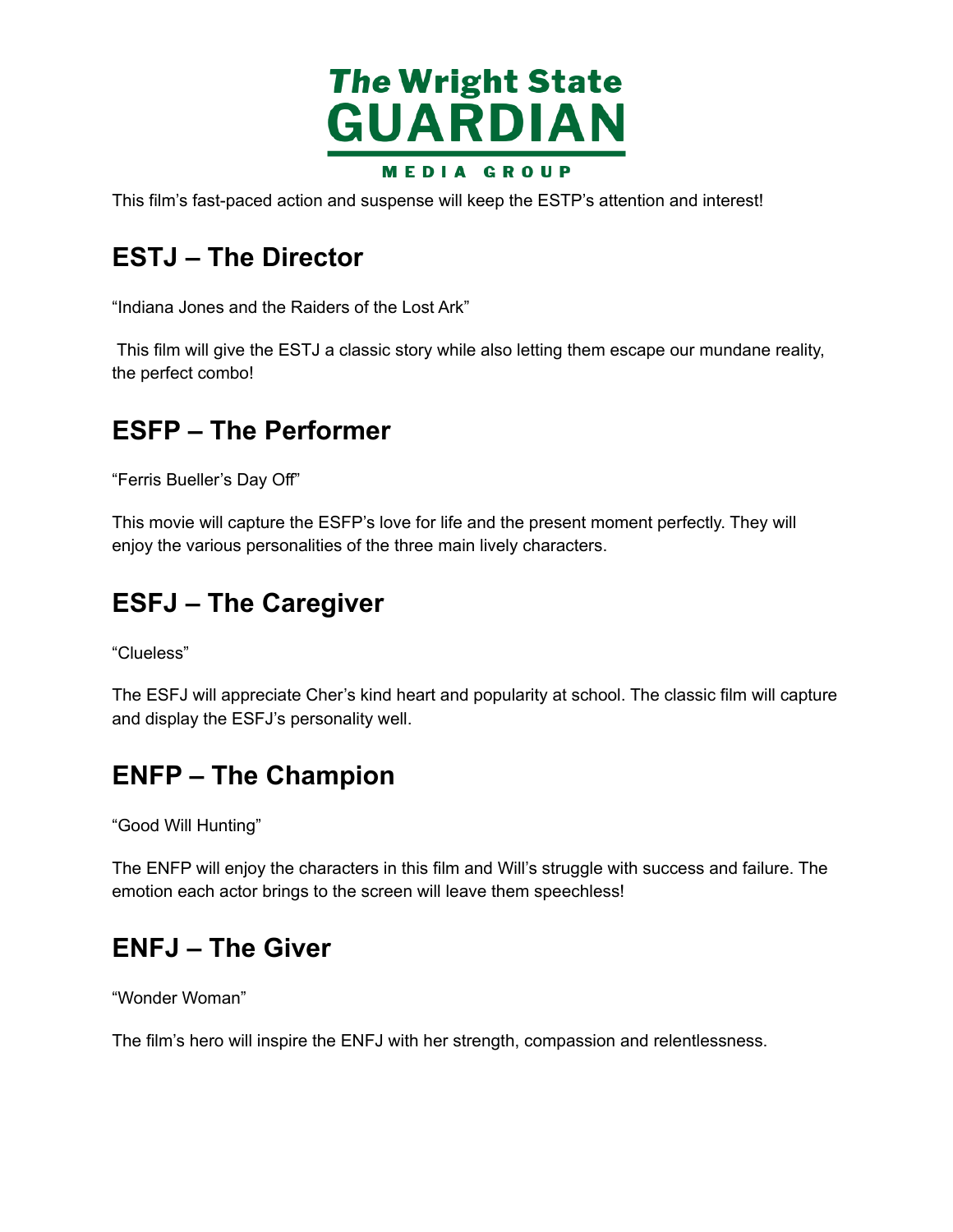This film's fast-paced action and suspense will keep the ESTP's attention and interest!

## ESTJ – The Director

"Indiana Jones and the Raiders of the Lost Ark"

This film will give the ESTJ a classic story while also letting them escape our mundane reality, the perfect combo!

## ESFP – The Performer

"Ferris Bueller's Day Off"

This movie will capture the ESFP's love for life and the present moment perfectly. They will enjoy the various personalities of the three main lively characters.

## ESFJ – The Caregiver

"Clueless"

The ESFJ will appreciate Cher's kind heart and popularity at school. The classic film will capture and display the ESFJ's personality well.

## ENFP – The Champion

"Good Will Hunting"

The ENFP will enjoy the characters in this film and Will's struggle with success and failure. The emotion each actor brings to the screen will leave them speechless!

## ENFJ – The Giver

"Wonder Woman"

The film's hero will inspire the ENFJ with her strength, compassion and relentlessness.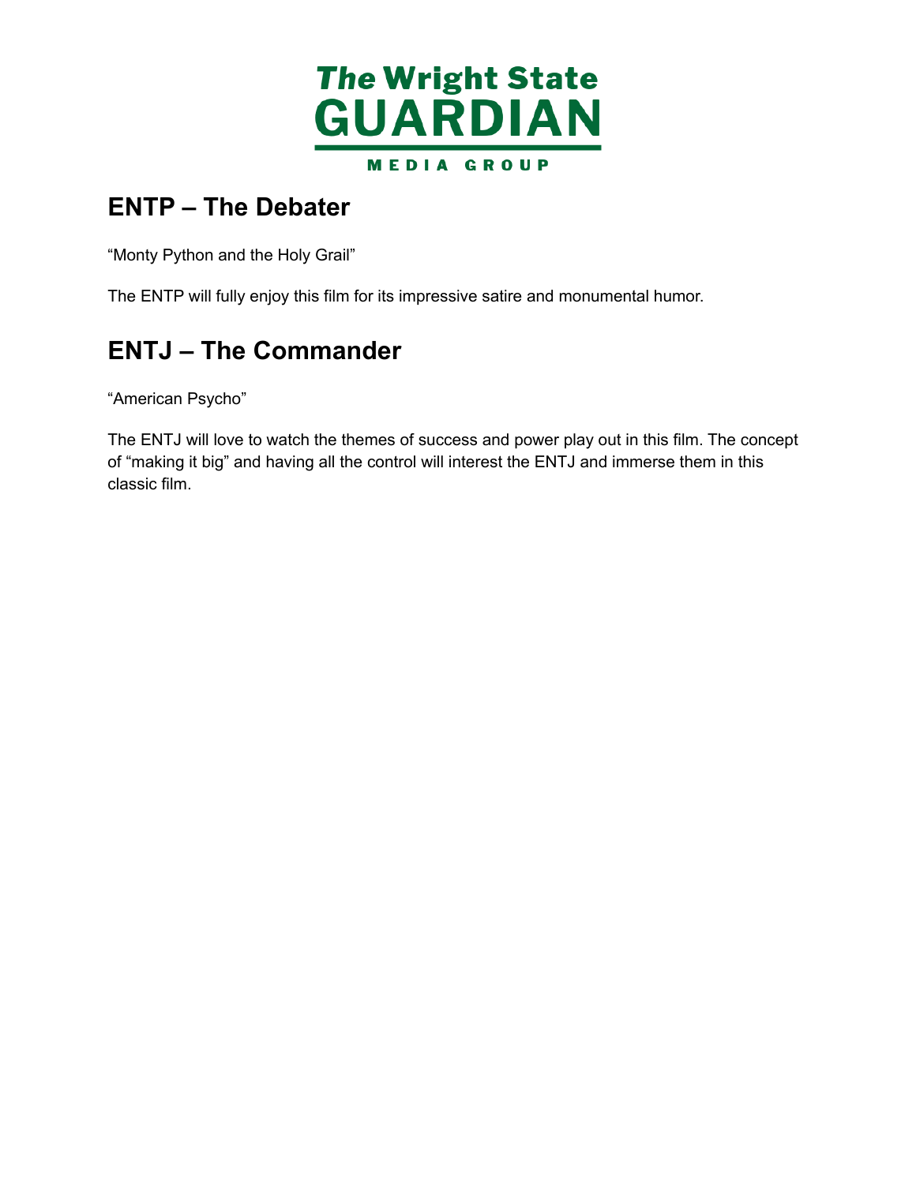## ENTP – The Debater

“Monty Python and the Holy Grail”

The ENTP will fully enjoy this film for its impressive satire and monumental humor.

## ENTJ – The Commander

“American Psycho”

The ENTJ will love to watch the themes of success and power play out in this film. The concept of “making it big” and having all the control will interest the ENTJ and immerse them in this classic film.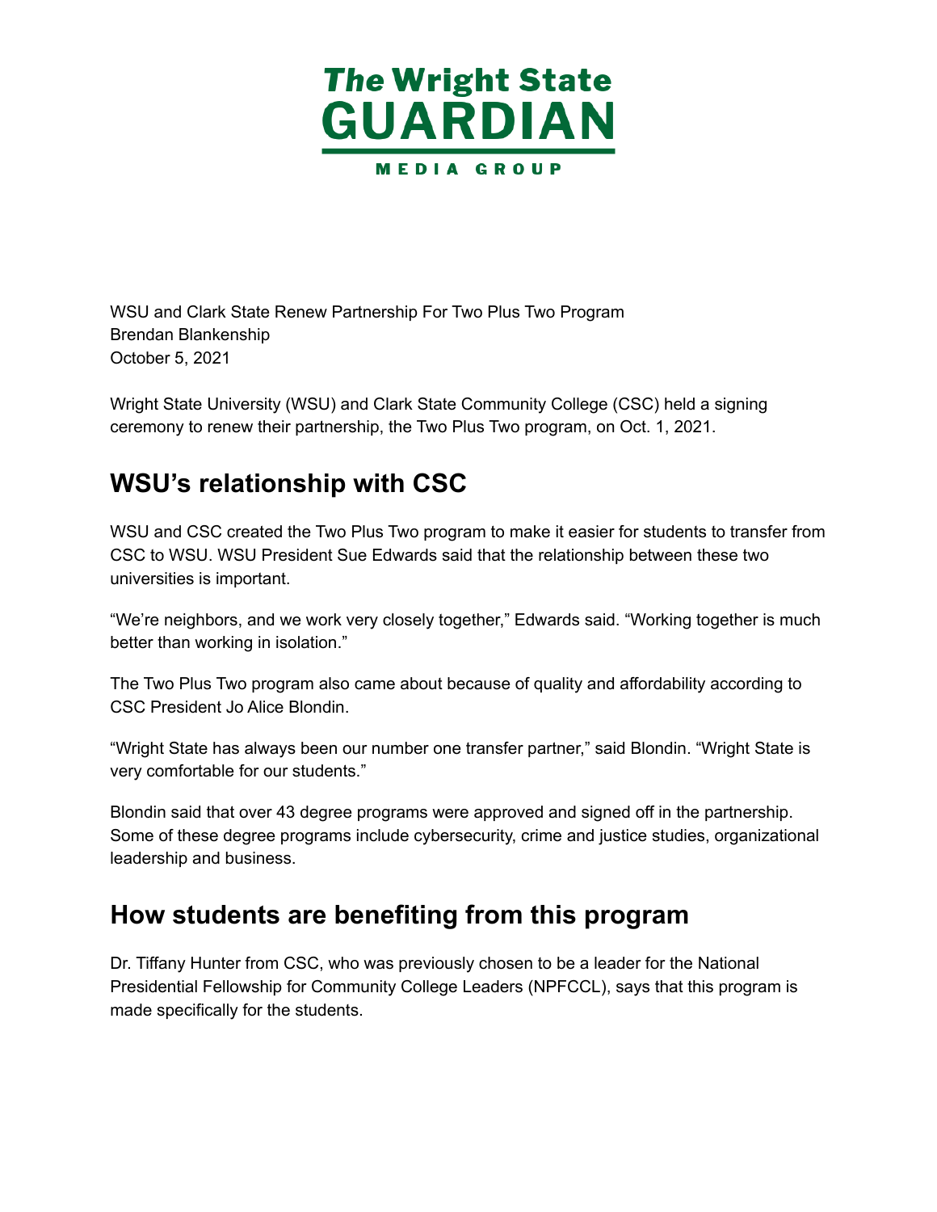WSU and Clark State Renew Partnership For Two Plus Two Program
Brendan Blankenship
October 5, 2021

Wright State University (WSU) and Clark State Community College (CSC) held a signing ceremony to renew their partnership, the Two Plus Two program, on Oct. 1, 2021.

## WSU's relationship with CSC

WSU and CSC created the Two Plus Two program to make it easier for students to transfer from CSC to WSU. WSU President Sue Edwards said that the relationship between these two universities is important.

"We're neighbors, and we work very closely together," Edwards said. "Working together is much better than working in isolation."

The Two Plus Two program also came about because of quality and affordability according to CSC President Jo Alice Blondin.

"Wright State has always been our number one transfer partner," said Blondin. "Wright State is very comfortable for our students."

Blondin said that over 43 degree programs were approved and signed off in the partnership. Some of these degree programs include cybersecurity, crime and justice studies, organizational leadership and business.

## How students are benefiting from this program

Dr. Tiffany Hunter from CSC, who was previously chosen to be a leader for the National Presidential Fellowship for Community College Leaders (NPFCCL), says that this program is made specifically for the students.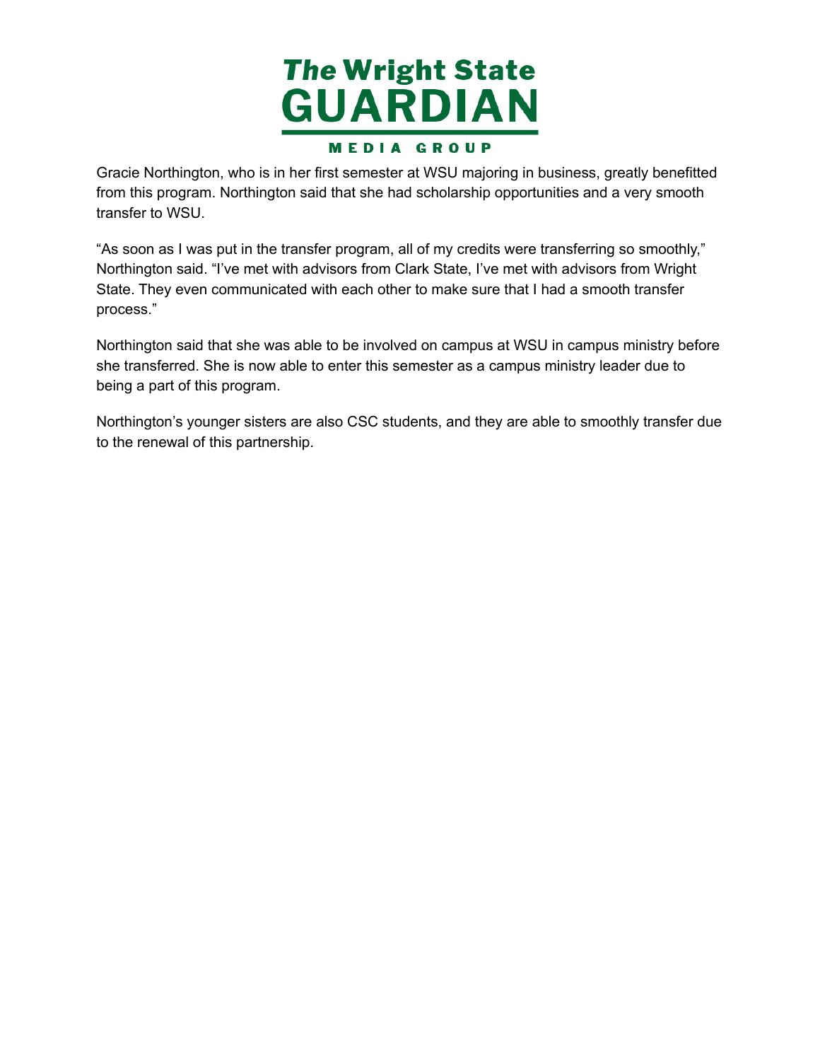Gracie Northington, who is in her first semester at WSU majoring in business, greatly benefitted from this program. Northington said that she had scholarship opportunities and a very smooth transfer to WSU.

“As soon as I was put in the transfer program, all of my credits were transferring so smoothly,” Northington said. “I’ve met with advisors from Clark State, I’ve met with advisors from Wright State. They even communicated with each other to make sure that I had a smooth transfer process.”

Northington said that she was able to be involved on campus at WSU in campus ministry before she transferred. She is now able to enter this semester as a campus ministry leader due to being a part of this program.

Northington’s younger sisters are also CSC students, and they are able to smoothly transfer due to the renewal of this partnership.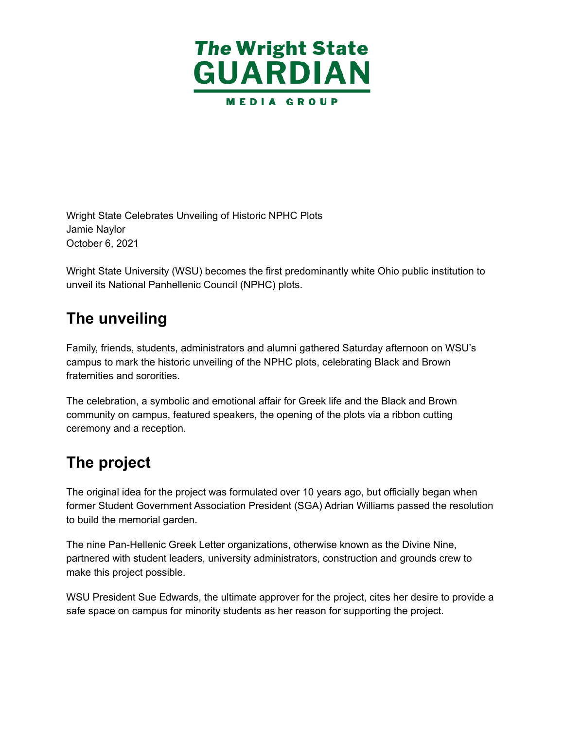The Wright State GUARDIAN

MEDIA GROUP

Wright State Celebrates Unveiling of Historic NPHC Plots
Jamie Naylor
October 6, 2021

Wright State University (WSU) becomes the first predominantly white Ohio public institution to unveil its National Panhellenic Council (NPHC) plots.

## The unveiling

Family, friends, students, administrators and alumni gathered Saturday afternoon on WSU's campus to mark the historic unveiling of the NPHC plots, celebrating Black and Brown fraternities and sororities.

The celebration, a symbolic and emotional affair for Greek life and the Black and Brown community on campus, featured speakers, the opening of the plots via a ribbon cutting ceremony and a reception.

## The project

The original idea for the project was formulated over 10 years ago, but officially began when former Student Government Association President (SGA) Adrian Williams passed the resolution to build the memorial garden.

The nine Pan-Hellenic Greek Letter organizations, otherwise known as the Divine Nine, partnered with student leaders, university administrators, construction and grounds crew to make this project possible.

WSU President Sue Edwards, the ultimate approver for the project, cites her desire to provide a safe space on campus for minority students as her reason for supporting the project.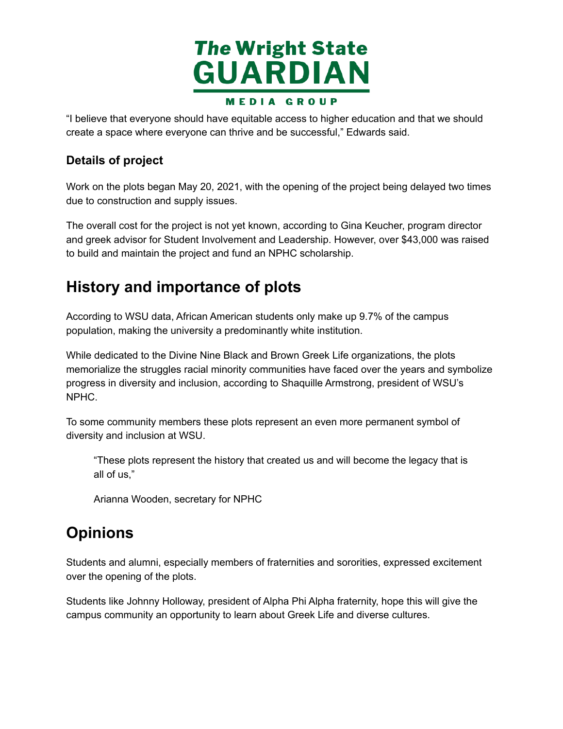"I believe that everyone should have equitable access to higher education and that we should create a space where everyone can thrive and be successful," Edwards said.

### Details of project

Work on the plots began May 20, 2021, with the opening of the project being delayed two times due to construction and supply issues.

The overall cost for the project is not yet known, according to Gina Keucher, program director and greek advisor for Student Involvement and Leadership. However, over $43,000 was raised to build and maintain the project and fund an NPHC scholarship.

## History and importance of plots

According to WSU data, African American students only make up 9.7% of the campus population, making the university a predominantly white institution.

While dedicated to the Divine Nine Black and Brown Greek Life organizations, the plots memorialize the struggles racial minority communities have faced over the years and symbolize progress in diversity and inclusion, according to Shaquille Armstrong, president of WSU's NPHC.

To some community members these plots represent an even more permanent symbol of diversity and inclusion at WSU.

> "These plots represent the history that created us and will become the legacy that is all of us,"
>
> Arianna Wooden, secretary for NPHC

## Opinions

Students and alumni, especially members of fraternities and sororities, expressed excitement over the opening of the plots.

Students like Johnny Holloway, president of Alpha Phi Alpha fraternity, hope this will give the campus community an opportunity to learn about Greek Life and diverse cultures.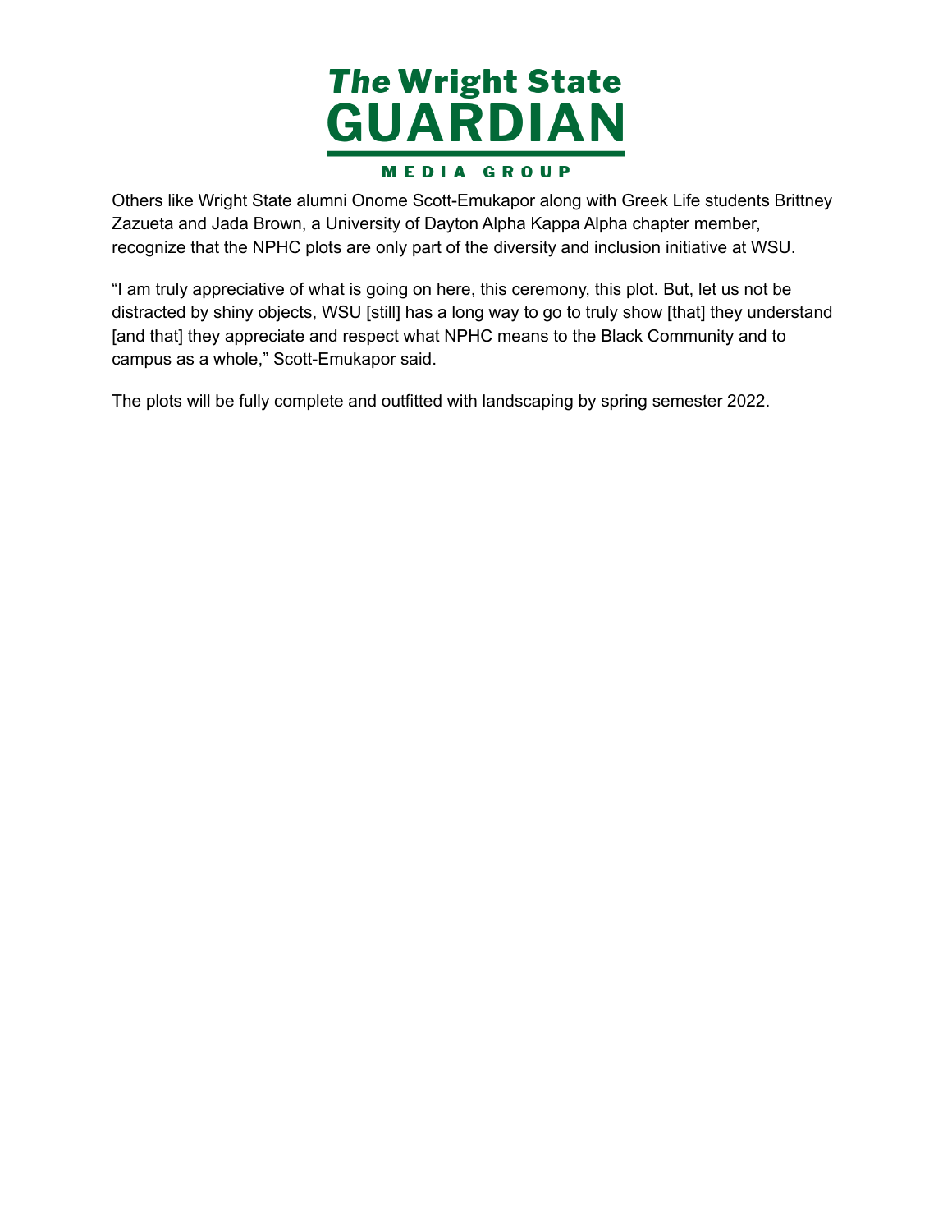Others like Wright State alumni Onome Scott-Emukapor along with Greek Life students Brittney Zazueta and Jada Brown, a University of Dayton Alpha Kappa Alpha chapter member, recognize that the NPHC plots are only part of the diversity and inclusion initiative at WSU.

“I am truly appreciative of what is going on here, this ceremony, this plot. But, let us not be distracted by shiny objects, WSU [still] has a long way to go to truly show [that] they understand [and that] they appreciate and respect what NPHC means to the Black Community and to campus as a whole,” Scott-Emukapor said.

The plots will be fully complete and outfitted with landscaping by spring semester 2022.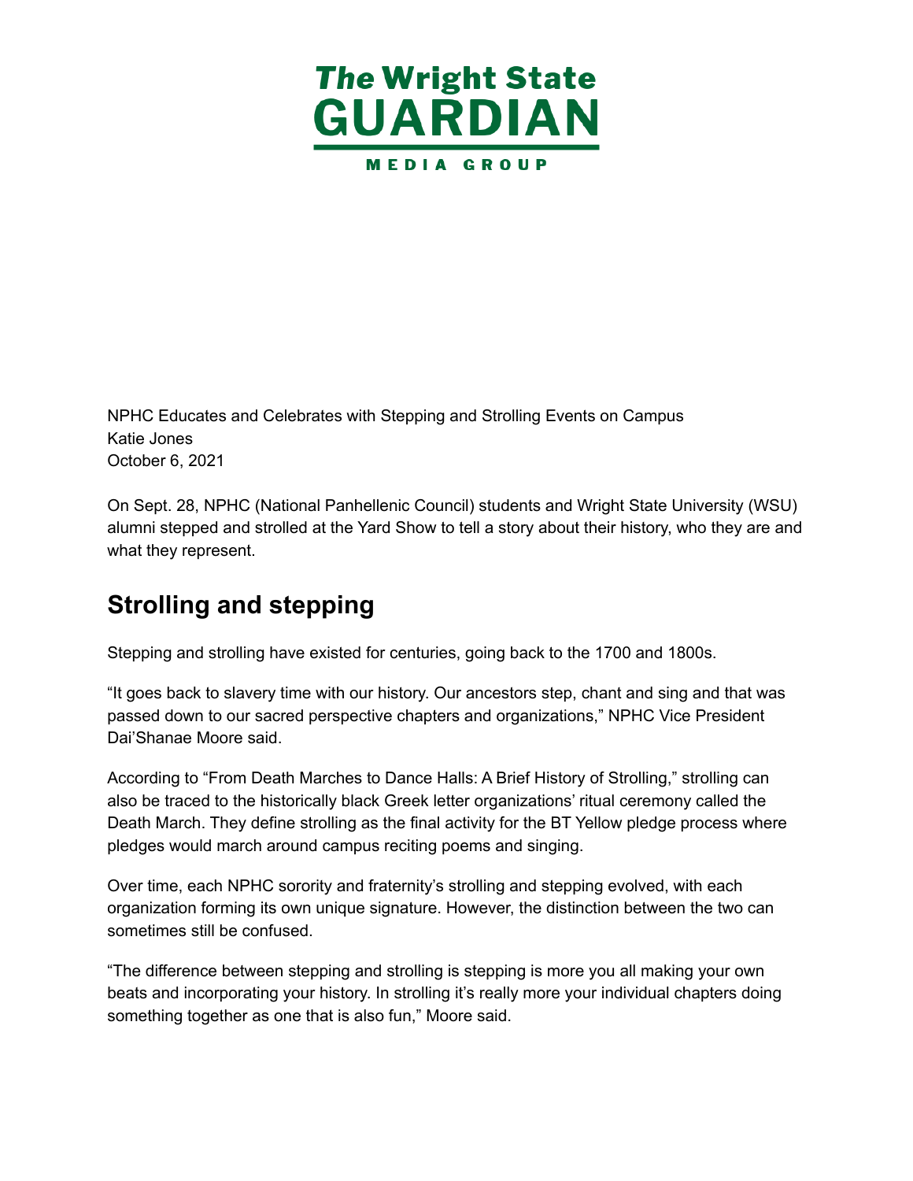# The Wright State GUARDIAN

MEDIA GROUP

NPHC Educates and Celebrates with Stepping and Strolling Events on Campus
Katie Jones
October 6, 2021

On Sept. 28, NPHC (National Panhellenic Council) students and Wright State University (WSU) alumni stepped and strolled at the Yard Show to tell a story about their history, who they are and what they represent.

## Strolling and stepping

Stepping and strolling have existed for centuries, going back to the 1700 and 1800s.

"It goes back to slavery time with our history. Our ancestors step, chant and sing and that was passed down to our sacred perspective chapters and organizations," NPHC Vice President Dai'Shanae Moore said.

According to "From Death Marches to Dance Halls: A Brief History of Strolling," strolling can also be traced to the historically black Greek letter organizations' ritual ceremony called the Death March. They define strolling as the final activity for the BT Yellow pledge process where pledges would march around campus reciting poems and singing.

Over time, each NPHC sorority and fraternity's strolling and stepping evolved, with each organization forming its own unique signature. However, the distinction between the two can sometimes still be confused.

"The difference between stepping and strolling is stepping is more you all making your own beats and incorporating your history. In strolling it's really more your individual chapters doing something together as one that is also fun," Moore said.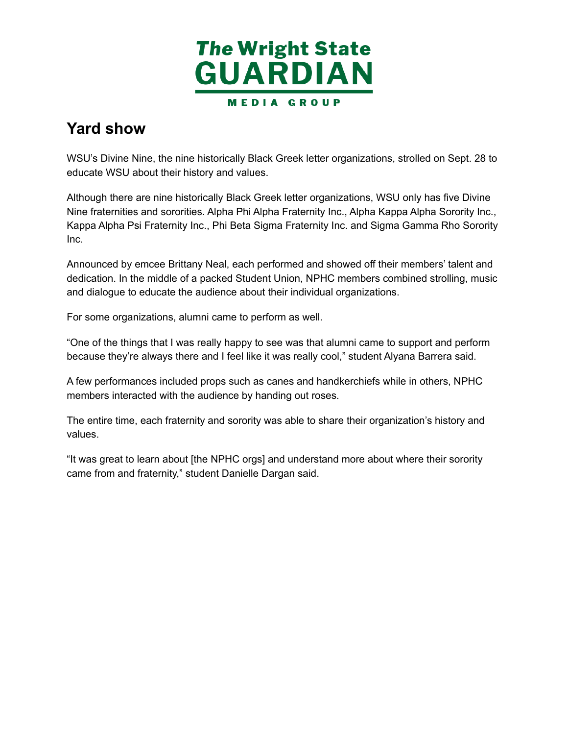# Yard show

WSU's Divine Nine, the nine historically Black Greek letter organizations, strolled on Sept. 28 to educate WSU about their history and values.

Although there are nine historically Black Greek letter organizations, WSU only has five Divine Nine fraternities and sororities. Alpha Phi Alpha Fraternity Inc., Alpha Kappa Alpha Sorority Inc., Kappa Alpha Psi Fraternity Inc., Phi Beta Sigma Fraternity Inc. and Sigma Gamma Rho Sorority Inc.

Announced by emcee Brittany Neal, each performed and showed off their members' talent and dedication. In the middle of a packed Student Union, NPHC members combined strolling, music and dialogue to educate the audience about their individual organizations.

For some organizations, alumni came to perform as well.

"One of the things that I was really happy to see was that alumni came to support and perform because they're always there and I feel like it was really cool," student Alyana Barrera said.

A few performances included props such as canes and handkerchiefs while in others, NPHC members interacted with the audience by handing out roses.

The entire time, each fraternity and sorority was able to share their organization's history and values.

"It was great to learn about [the NPHC orgs] and understand more about where their sorority came from and fraternity," student Danielle Dargan said.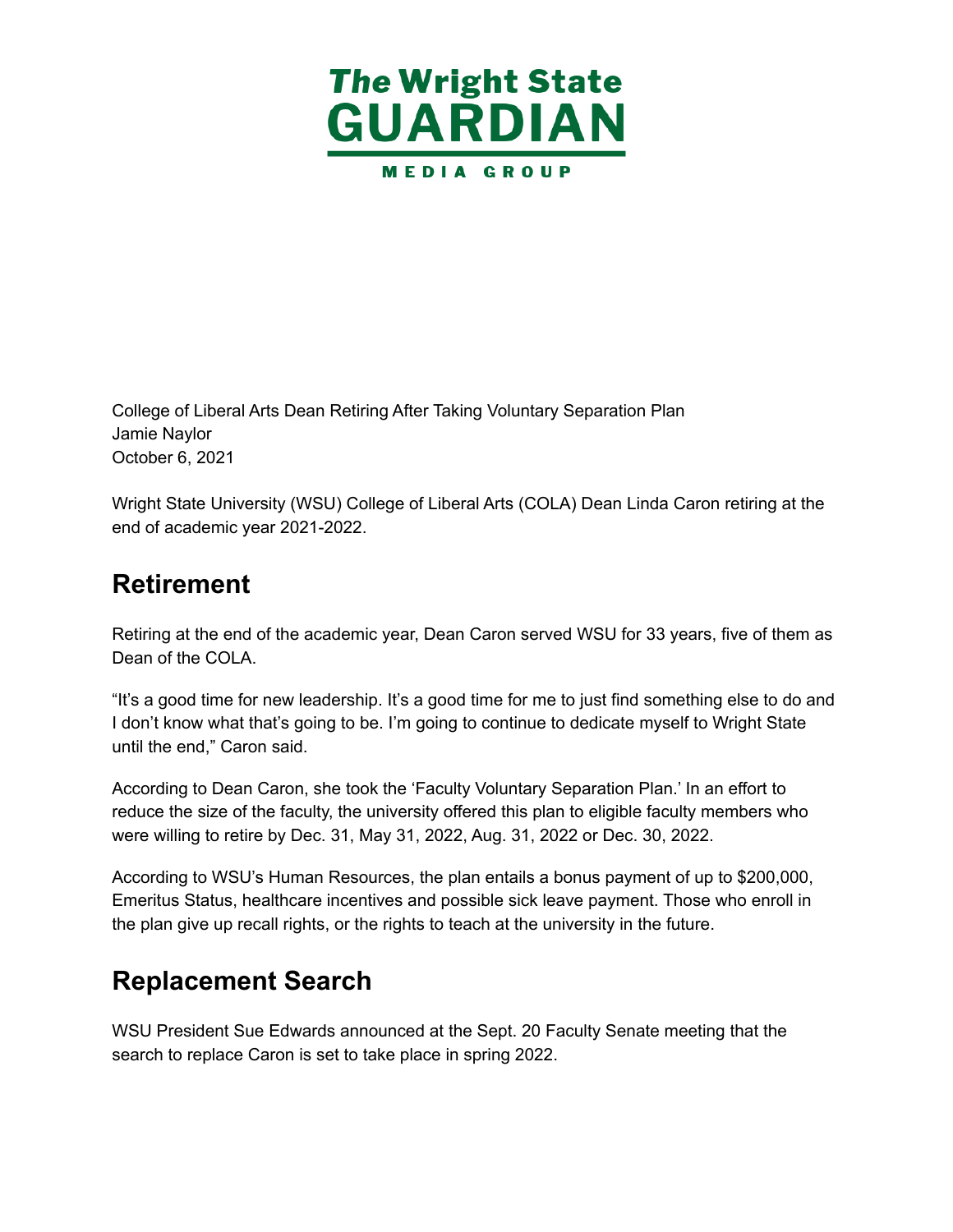The Wright State GUARDIAN

MEDIA GROUP

College of Liberal Arts Dean Retiring After Taking Voluntary Separation Plan
Jamie Naylor
October 6, 2021

Wright State University (WSU) College of Liberal Arts (COLA) Dean Linda Caron retiring at the end of academic year 2021-2022.

## Retirement

Retiring at the end of the academic year, Dean Caron served WSU for 33 years, five of them as Dean of the COLA.

"It's a good time for new leadership. It's a good time for me to just find something else to do and I don't know what that's going to be. I'm going to continue to dedicate myself to Wright State until the end," Caron said.

According to Dean Caron, she took the 'Faculty Voluntary Separation Plan.' In an effort to reduce the size of the faculty, the university offered this plan to eligible faculty members who were willing to retire by Dec. 31, May 31, 2022, Aug. 31, 2022 or Dec. 30, 2022.

According to WSU's Human Resources, the plan entails a bonus payment of up to $200,000, Emeritus Status, healthcare incentives and possible sick leave payment. Those who enroll in the plan give up recall rights, or the rights to teach at the university in the future.

## Replacement Search

WSU President Sue Edwards announced at the Sept. 20 Faculty Senate meeting that the search to replace Caron is set to take place in spring 2022.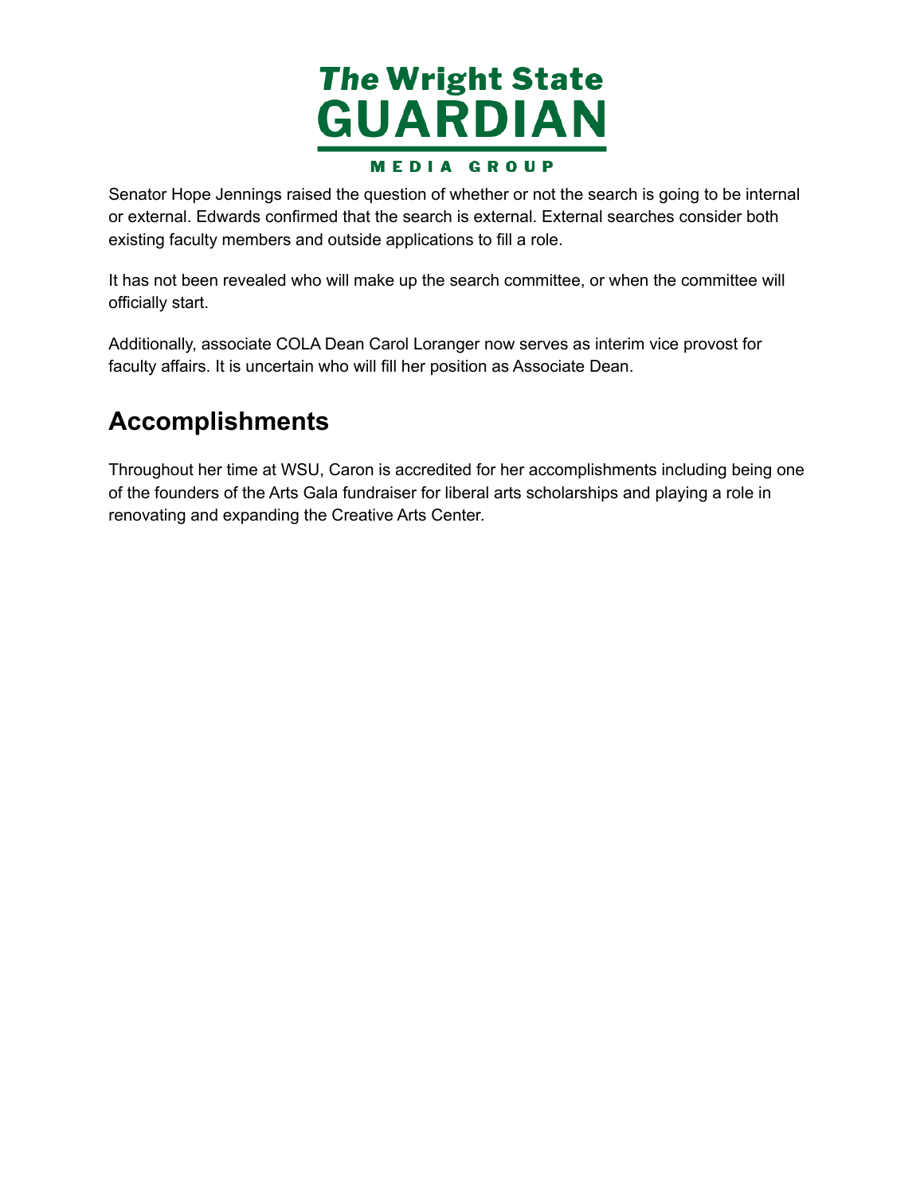Senator Hope Jennings raised the question of whether or not the search is going to be internal or external. Edwards confirmed that the search is external. External searches consider both existing faculty members and outside applications to fill a role.

It has not been revealed who will make up the search committee, or when the committee will officially start.

Additionally, associate COLA Dean Carol Loranger now serves as interim vice provost for faculty affairs. It is uncertain who will fill her position as Associate Dean.

## Accomplishments

Throughout her time at WSU, Caron is accredited for her accomplishments including being one of the founders of the Arts Gala fundraiser for liberal arts scholarships and playing a role in renovating and expanding the Creative Arts Center.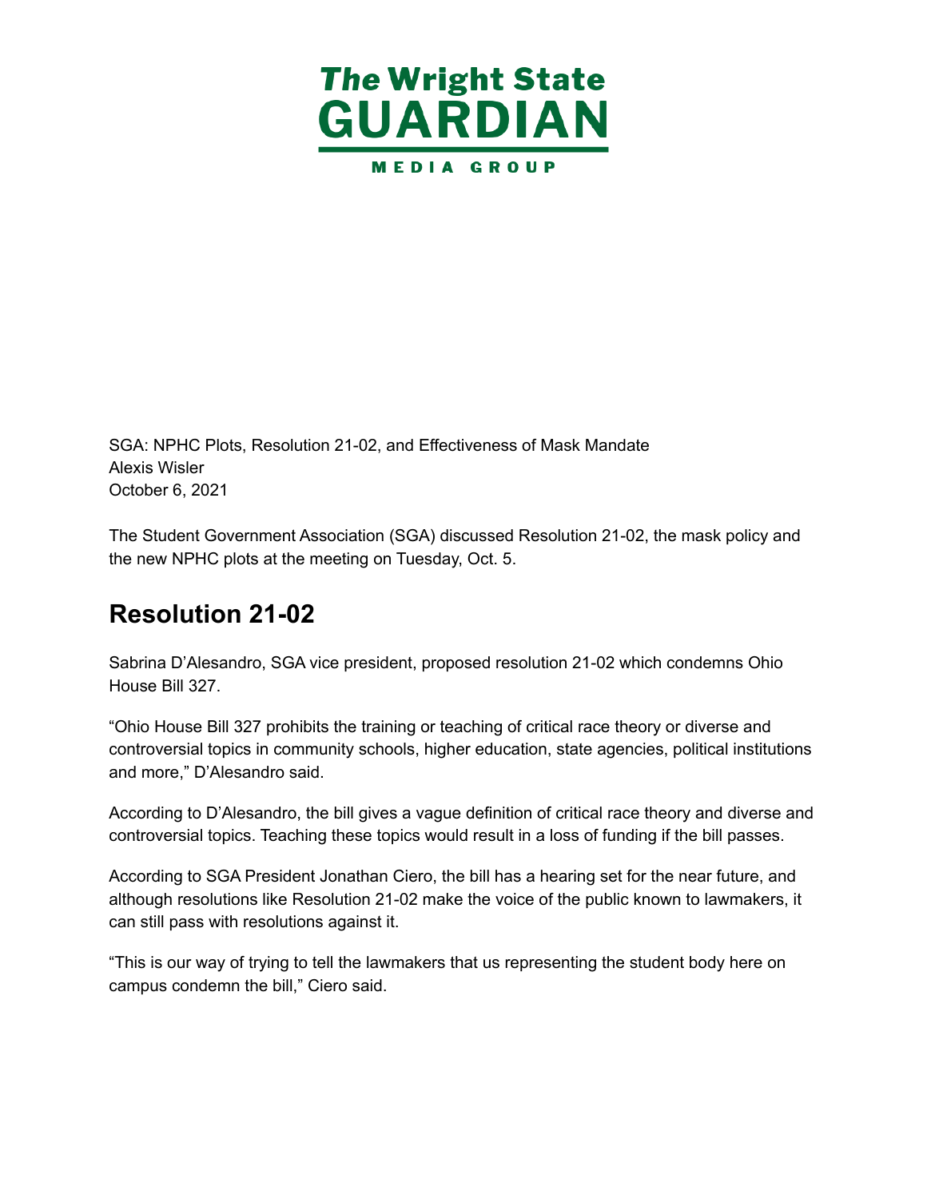# The Wright State GUARDIAN

MEDIA GROUP

SGA: NPHC Plots, Resolution 21-02, and Effectiveness of Mask Mandate
Alexis Wisler
October 6, 2021

The Student Government Association (SGA) discussed Resolution 21-02, the mask policy and the new NPHC plots at the meeting on Tuesday, Oct. 5.

## Resolution 21-02

Sabrina D'Alesandro, SGA vice president, proposed resolution 21-02 which condemns Ohio House Bill 327.

"Ohio House Bill 327 prohibits the training or teaching of critical race theory or diverse and controversial topics in community schools, higher education, state agencies, political institutions and more," D'Alesandro said.

According to D'Alesandro, the bill gives a vague definition of critical race theory and diverse and controversial topics. Teaching these topics would result in a loss of funding if the bill passes.

According to SGA President Jonathan Ciero, the bill has a hearing set for the near future, and although resolutions like Resolution 21-02 make the voice of the public known to lawmakers, it can still pass with resolutions against it.

"This is our way of trying to tell the lawmakers that us representing the student body here on campus condemn the bill," Ciero said.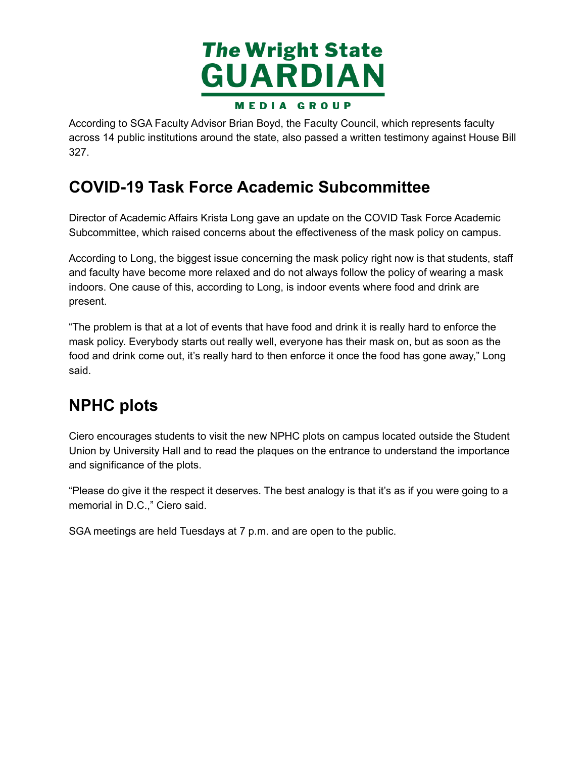According to SGA Faculty Advisor Brian Boyd, the Faculty Council, which represents faculty across 14 public institutions around the state, also passed a written testimony against House Bill 327.

## COVID-19 Task Force Academic Subcommittee

Director of Academic Affairs Krista Long gave an update on the COVID Task Force Academic Subcommittee, which raised concerns about the effectiveness of the mask policy on campus.

According to Long, the biggest issue concerning the mask policy right now is that students, staff and faculty have become more relaxed and do not always follow the policy of wearing a mask indoors. One cause of this, according to Long, is indoor events where food and drink are present.

"The problem is that at a lot of events that have food and drink it is really hard to enforce the mask policy. Everybody starts out really well, everyone has their mask on, but as soon as the food and drink come out, it's really hard to then enforce it once the food has gone away," Long said.

## NPHC plots

Ciero encourages students to visit the new NPHC plots on campus located outside the Student Union by University Hall and to read the plaques on the entrance to understand the importance and significance of the plots.

"Please do give it the respect it deserves. The best analogy is that it's as if you were going to a memorial in D.C.," Ciero said.

SGA meetings are held Tuesdays at 7 p.m. and are open to the public.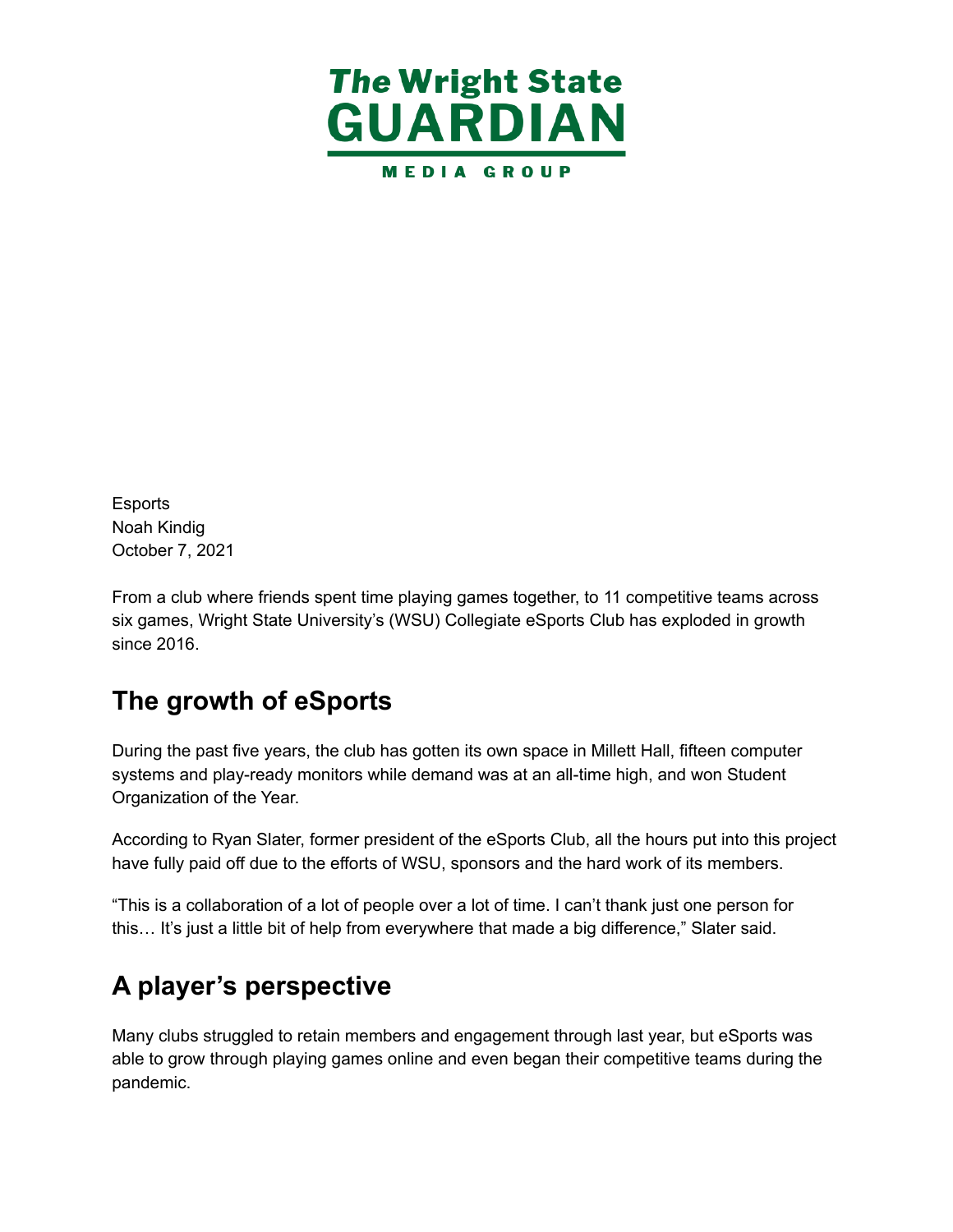# The Wright State GUARDIAN

MEDIA GROUP

Esports
Noah Kindig
October 7, 2021

From a club where friends spent time playing games together, to 11 competitive teams across six games, Wright State University's (WSU) Collegiate eSports Club has exploded in growth since 2016.

## The growth of eSports

During the past five years, the club has gotten its own space in Millett Hall, fifteen computer systems and play-ready monitors while demand was at an all-time high, and won Student Organization of the Year.

According to Ryan Slater, former president of the eSports Club, all the hours put into this project have fully paid off due to the efforts of WSU, sponsors and the hard work of its members.

"This is a collaboration of a lot of people over a lot of time. I can't thank just one person for this… It's just a little bit of help from everywhere that made a big difference," Slater said.

## A player's perspective

Many clubs struggled to retain members and engagement through last year, but eSports was able to grow through playing games online and even began their competitive teams during the pandemic.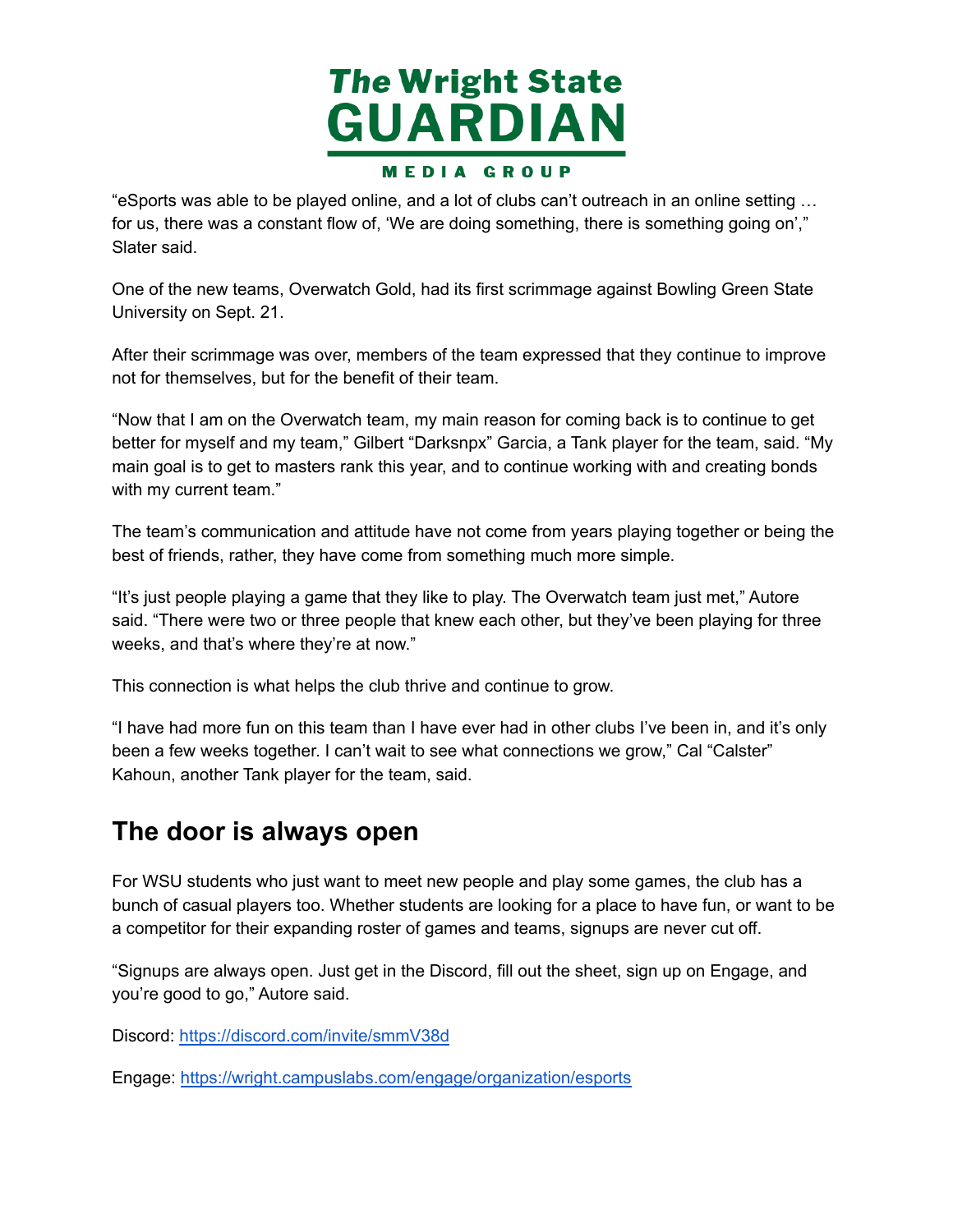"eSports was able to be played online, and a lot of clubs can't outreach in an online setting … for us, there was a constant flow of, 'We are doing something, there is something going on'," Slater said.

One of the new teams, Overwatch Gold, had its first scrimmage against Bowling Green State University on Sept. 21.

After their scrimmage was over, members of the team expressed that they continue to improve not for themselves, but for the benefit of their team.

"Now that I am on the Overwatch team, my main reason for coming back is to continue to get better for myself and my team," Gilbert "Darksnpx" Garcia, a Tank player for the team, said. "My main goal is to get to masters rank this year, and to continue working with and creating bonds with my current team."

The team's communication and attitude have not come from years playing together or being the best of friends, rather, they have come from something much more simple.

"It's just people playing a game that they like to play. The Overwatch team just met," Autore said. "There were two or three people that knew each other, but they've been playing for three weeks, and that's where they're at now."

This connection is what helps the club thrive and continue to grow.

"I have had more fun on this team than I have ever had in other clubs I've been in, and it's only been a few weeks together. I can't wait to see what connections we grow," Cal "Calster" Kahoun, another Tank player for the team, said.

## The door is always open

For WSU students who just want to meet new people and play some games, the club has a bunch of casual players too. Whether students are looking for a place to have fun, or want to be a competitor for their expanding roster of games and teams, signups are never cut off.

"Signups are always open. Just get in the Discord, fill out the sheet, sign up on Engage, and you're good to go," Autore said.

Discord: https://discord.com/invite/smmV38d

Engage: https://wright.campuslabs.com/engage/organization/esports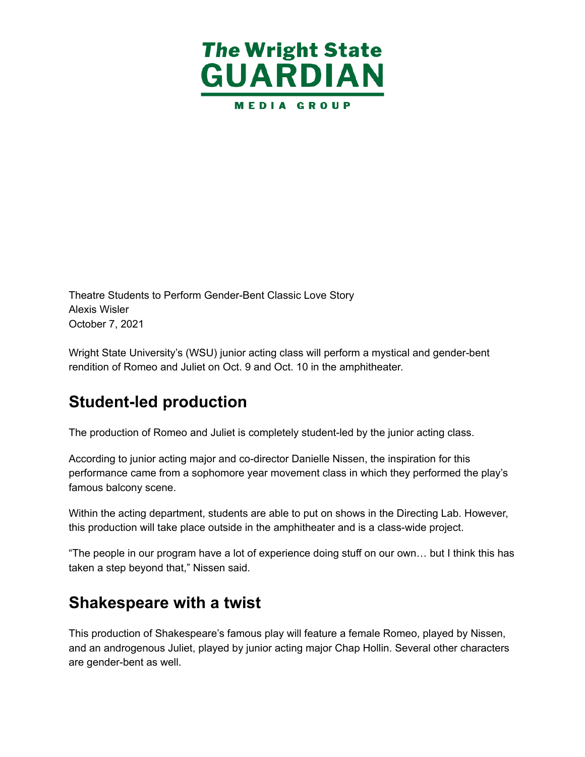The Wright State
# GUARDIAN
MEDIA GROUP

Theatre Students to Perform Gender-Bent Classic Love Story
Alexis Wisler
October 7, 2021

Wright State University's (WSU) junior acting class will perform a mystical and gender-bent rendition of Romeo and Juliet on Oct. 9 and Oct. 10 in the amphitheater.

## Student-led production

The production of Romeo and Juliet is completely student-led by the junior acting class.

According to junior acting major and co-director Danielle Nissen, the inspiration for this performance came from a sophomore year movement class in which they performed the play's famous balcony scene.

Within the acting department, students are able to put on shows in the Directing Lab. However, this production will take place outside in the amphitheater and is a class-wide project.

"The people in our program have a lot of experience doing stuff on our own… but I think this has taken a step beyond that," Nissen said.

## Shakespeare with a twist

This production of Shakespeare's famous play will feature a female Romeo, played by Nissen, and an androgenous Juliet, played by junior acting major Chap Hollin. Several other characters are gender-bent as well.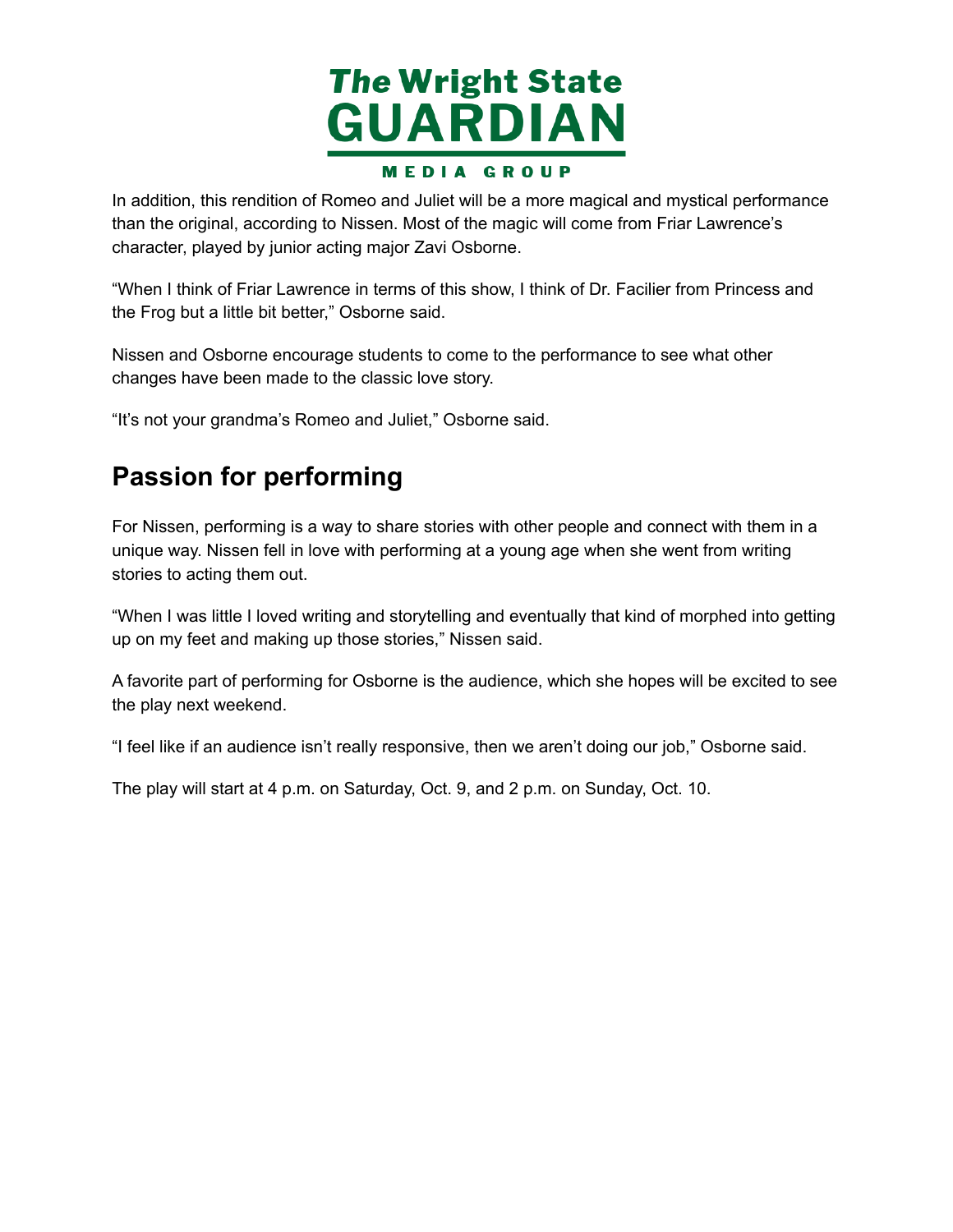In addition, this rendition of Romeo and Juliet will be a more magical and mystical performance than the original, according to Nissen. Most of the magic will come from Friar Lawrence's character, played by junior acting major Zavi Osborne.

"When I think of Friar Lawrence in terms of this show, I think of Dr. Facilier from Princess and the Frog but a little bit better," Osborne said.

Nissen and Osborne encourage students to come to the performance to see what other changes have been made to the classic love story.

"It's not your grandma's Romeo and Juliet," Osborne said.

## Passion for performing

For Nissen, performing is a way to share stories with other people and connect with them in a unique way. Nissen fell in love with performing at a young age when she went from writing stories to acting them out.

"When I was little I loved writing and storytelling and eventually that kind of morphed into getting up on my feet and making up those stories," Nissen said.

A favorite part of performing for Osborne is the audience, which she hopes will be excited to see the play next weekend.

"I feel like if an audience isn't really responsive, then we aren't doing our job," Osborne said.

The play will start at 4 p.m. on Saturday, Oct. 9, and 2 p.m. on Sunday, Oct. 10.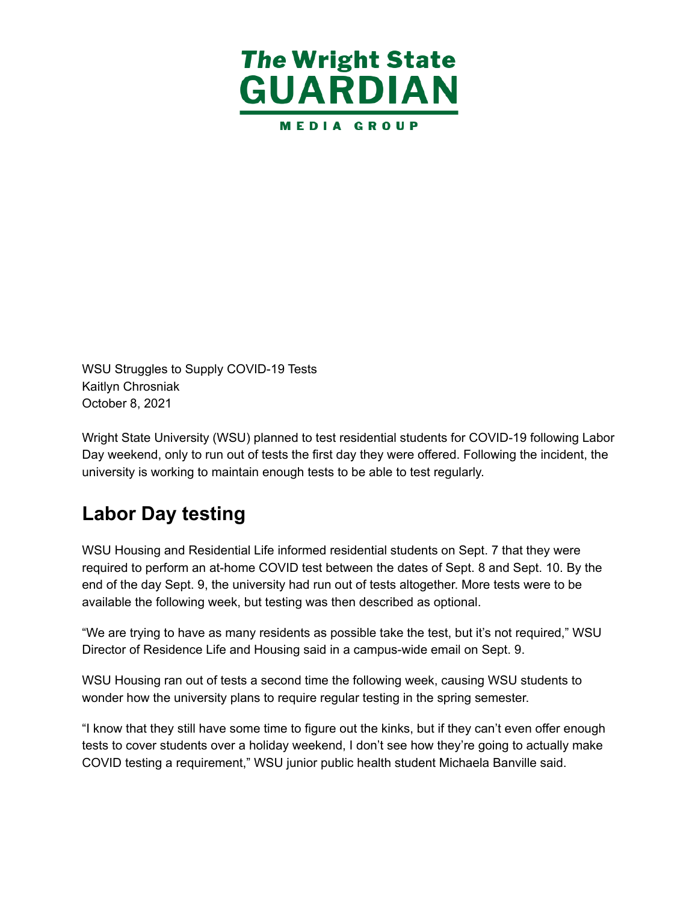The Wright State GUARDIAN

MEDIA GROUP

WSU Struggles to Supply COVID-19 Tests
Kaitlyn Chrosniak
October 8, 2021

Wright State University (WSU) planned to test residential students for COVID-19 following Labor Day weekend, only to run out of tests the first day they were offered. Following the incident, the university is working to maintain enough tests to be able to test regularly.

## Labor Day testing

WSU Housing and Residential Life informed residential students on Sept. 7 that they were required to perform an at-home COVID test between the dates of Sept. 8 and Sept. 10. By the end of the day Sept. 9, the university had run out of tests altogether. More tests were to be available the following week, but testing was then described as optional.

“We are trying to have as many residents as possible take the test, but it’s not required,” WSU Director of Residence Life and Housing said in a campus-wide email on Sept. 9.

WSU Housing ran out of tests a second time the following week, causing WSU students to wonder how the university plans to require regular testing in the spring semester.

“I know that they still have some time to figure out the kinks, but if they can’t even offer enough tests to cover students over a holiday weekend, I don’t see how they’re going to actually make COVID testing a requirement,” WSU junior public health student Michaela Banville said.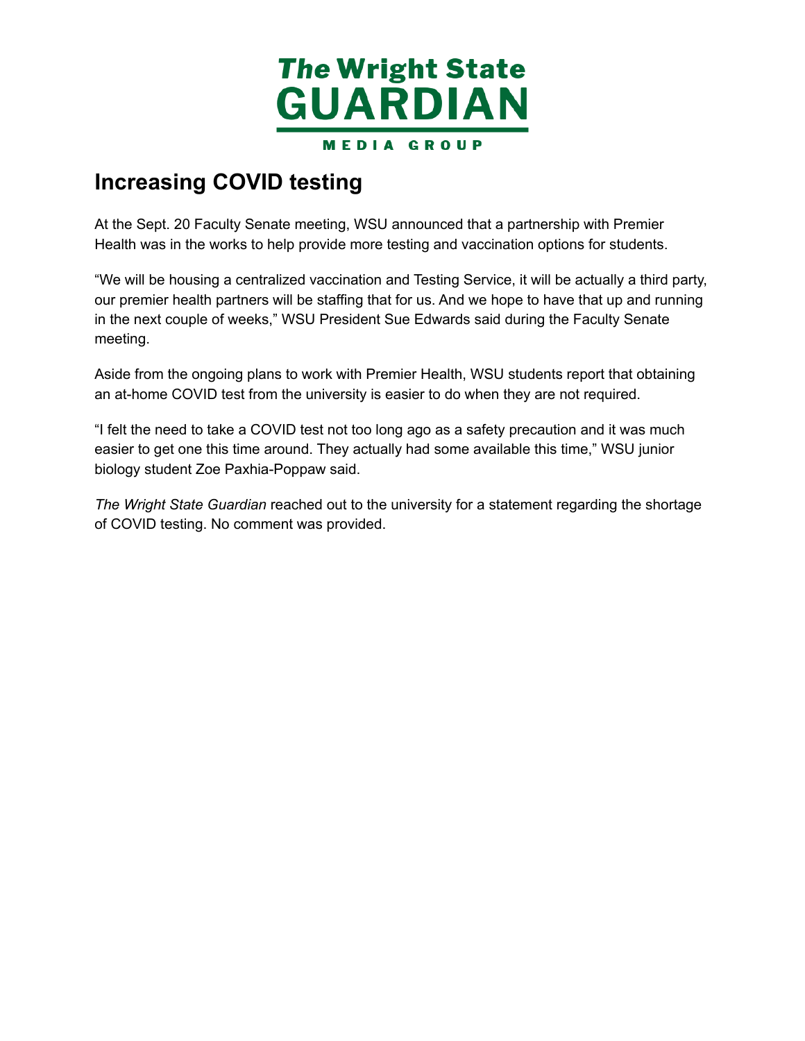## Increasing COVID testing

At the Sept. 20 Faculty Senate meeting, WSU announced that a partnership with Premier Health was in the works to help provide more testing and vaccination options for students.

“We will be housing a centralized vaccination and Testing Service, it will be actually a third party, our premier health partners will be staffing that for us. And we hope to have that up and running in the next couple of weeks,” WSU President Sue Edwards said during the Faculty Senate meeting.

Aside from the ongoing plans to work with Premier Health, WSU students report that obtaining an at-home COVID test from the university is easier to do when they are not required.

“I felt the need to take a COVID test not too long ago as a safety precaution and it was much easier to get one this time around. They actually had some available this time,” WSU junior biology student Zoe Paxhia-Poppaw said.

*The Wright State Guardian* reached out to the university for a statement regarding the shortage of COVID testing. No comment was provided.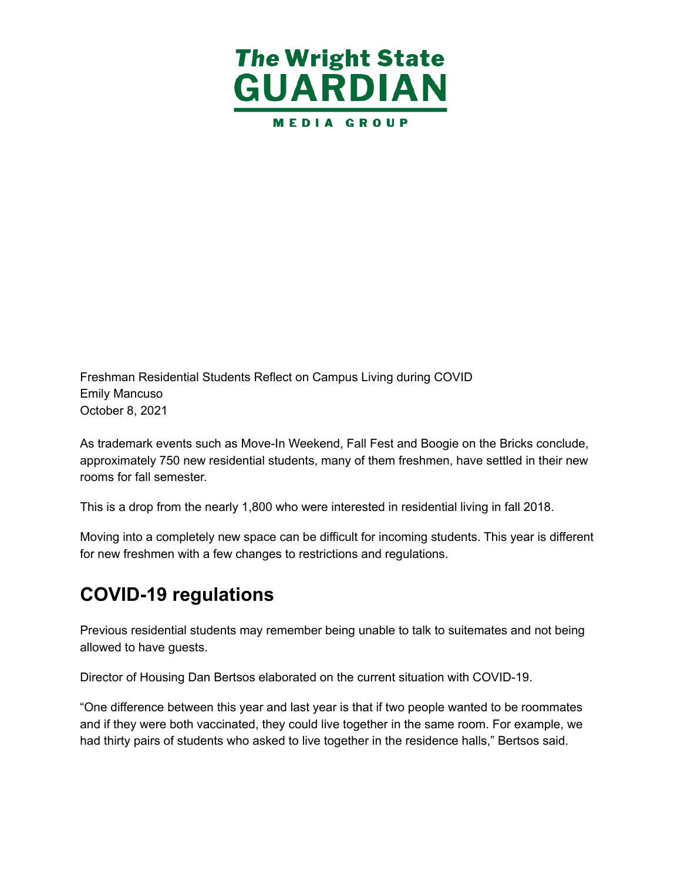The Wright State GUARDIAN

MEDIA GROUP

Freshman Residential Students Reflect on Campus Living during COVID
Emily Mancuso
October 8, 2021

As trademark events such as Move-In Weekend, Fall Fest and Boogie on the Bricks conclude, approximately 750 new residential students, many of them freshmen, have settled in their new rooms for fall semester.

This is a drop from the nearly 1,800 who were interested in residential living in fall 2018.

Moving into a completely new space can be difficult for incoming students. This year is different for new freshmen with a few changes to restrictions and regulations.

## COVID-19 regulations

Previous residential students may remember being unable to talk to suitemates and not being allowed to have guests.

Director of Housing Dan Bertsos elaborated on the current situation with COVID-19.

"One difference between this year and last year is that if two people wanted to be roommates and if they were both vaccinated, they could live together in the same room. For example, we had thirty pairs of students who asked to live together in the residence halls," Bertsos said.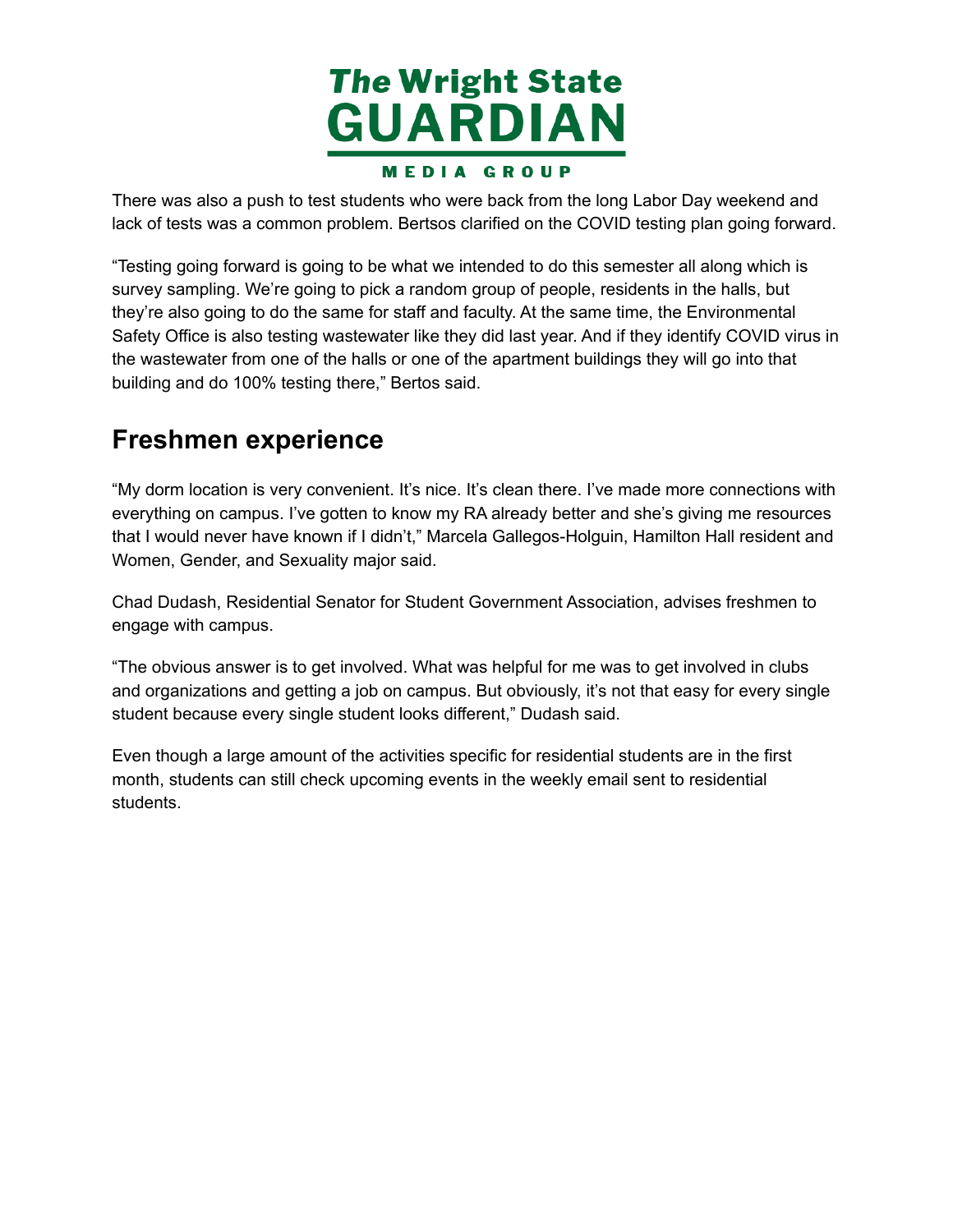There was also a push to test students who were back from the long Labor Day weekend and lack of tests was a common problem. Bertsos clarified on the COVID testing plan going forward.

"Testing going forward is going to be what we intended to do this semester all along which is survey sampling. We're going to pick a random group of people, residents in the halls, but they're also going to do the same for staff and faculty. At the same time, the Environmental Safety Office is also testing wastewater like they did last year. And if they identify COVID virus in the wastewater from one of the halls or one of the apartment buildings they will go into that building and do 100% testing there," Bertos said.

## Freshmen experience

"My dorm location is very convenient. It's nice. It's clean there. I've made more connections with everything on campus. I've gotten to know my RA already better and she's giving me resources that I would never have known if I didn't," Marcela Gallegos-Holguin, Hamilton Hall resident and Women, Gender, and Sexuality major said.

Chad Dudash, Residential Senator for Student Government Association, advises freshmen to engage with campus.

"The obvious answer is to get involved. What was helpful for me was to get involved in clubs and organizations and getting a job on campus. But obviously, it's not that easy for every single student because every single student looks different," Dudash said.

Even though a large amount of the activities specific for residential students are in the first month, students can still check upcoming events in the weekly email sent to residential students.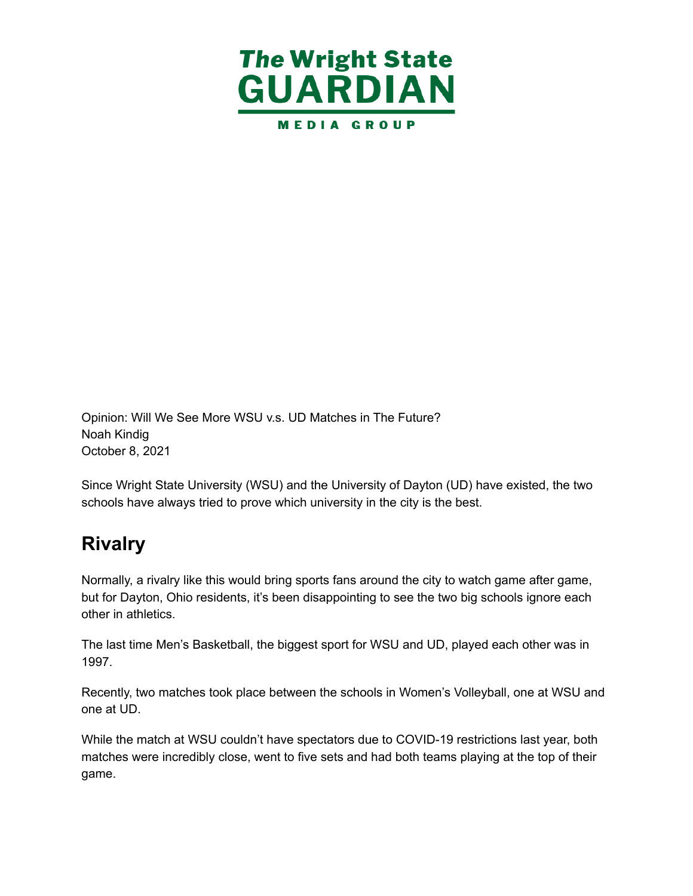**The Wright State GUARDIAN**

**MEDIA GROUP**

Opinion: Will We See More WSU v.s. UD Matches in The Future?
Noah Kindig
October 8, 2021

Since Wright State University (WSU) and the University of Dayton (UD) have existed, the two schools have always tried to prove which university in the city is the best.

## Rivalry

Normally, a rivalry like this would bring sports fans around the city to watch game after game, but for Dayton, Ohio residents, it's been disappointing to see the two big schools ignore each other in athletics.

The last time Men's Basketball, the biggest sport for WSU and UD, played each other was in 1997.

Recently, two matches took place between the schools in Women's Volleyball, one at WSU and one at UD.

While the match at WSU couldn't have spectators due to COVID-19 restrictions last year, both matches were incredibly close, went to five sets and had both teams playing at the top of their game.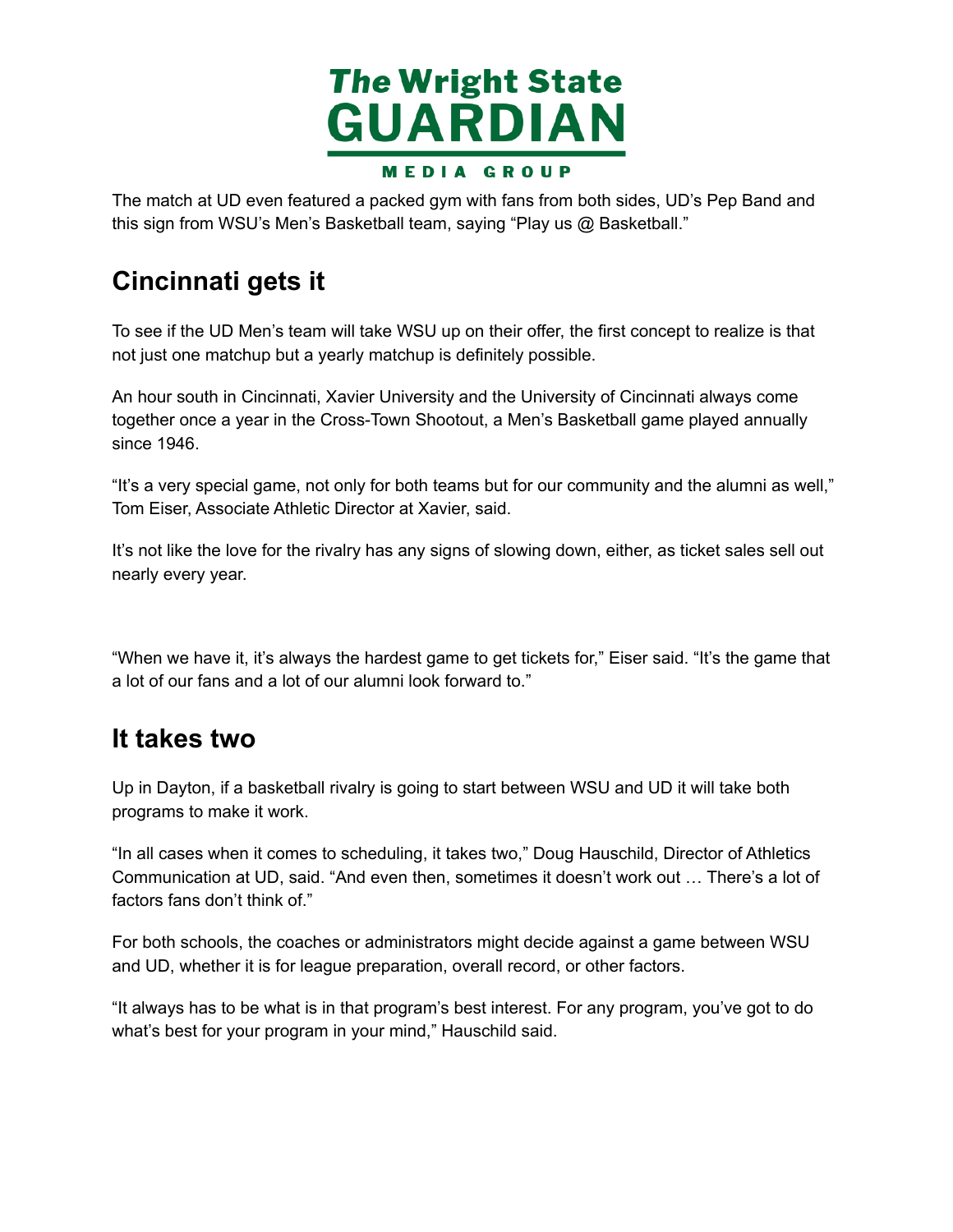The match at UD even featured a packed gym with fans from both sides, UD's Pep Band and this sign from WSU's Men's Basketball team, saying "Play us @ Basketball."

## Cincinnati gets it

To see if the UD Men's team will take WSU up on their offer, the first concept to realize is that not just one matchup but a yearly matchup is definitely possible.

An hour south in Cincinnati, Xavier University and the University of Cincinnati always come together once a year in the Cross-Town Shootout, a Men's Basketball game played annually since 1946.

"It's a very special game, not only for both teams but for our community and the alumni as well," Tom Eiser, Associate Athletic Director at Xavier, said.

It's not like the love for the rivalry has any signs of slowing down, either, as ticket sales sell out nearly every year.

"When we have it, it's always the hardest game to get tickets for," Eiser said. "It's the game that a lot of our fans and a lot of our alumni look forward to."

## It takes two

Up in Dayton, if a basketball rivalry is going to start between WSU and UD it will take both programs to make it work.

"In all cases when it comes to scheduling, it takes two," Doug Hauschild, Director of Athletics Communication at UD, said. "And even then, sometimes it doesn't work out … There's a lot of factors fans don't think of."

For both schools, the coaches or administrators might decide against a game between WSU and UD, whether it is for league preparation, overall record, or other factors.

"It always has to be what is in that program's best interest. For any program, you've got to do what's best for your program in your mind," Hauschild said.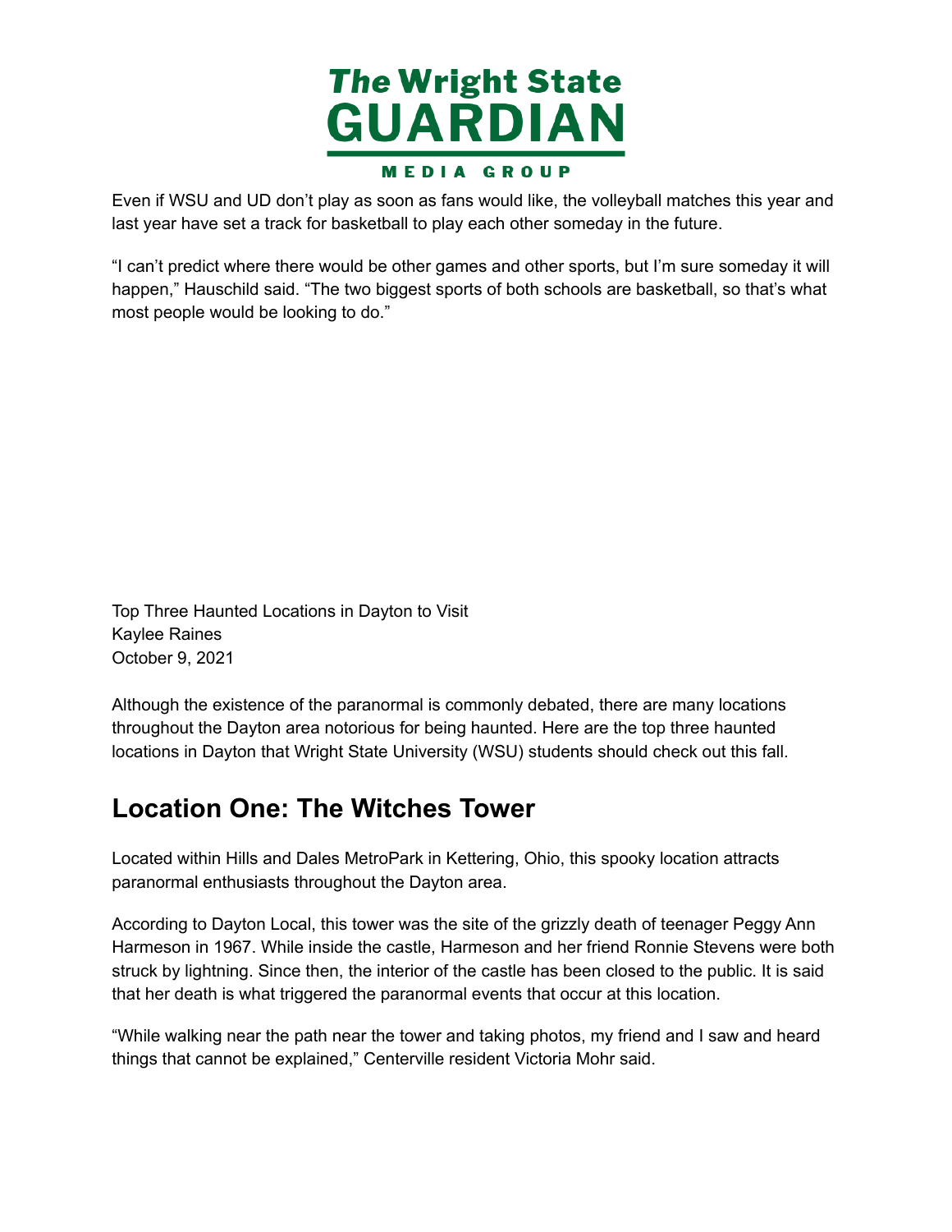Even if WSU and UD don't play as soon as fans would like, the volleyball matches this year and last year have set a track for basketball to play each other someday in the future.

"I can't predict where there would be other games and other sports, but I'm sure someday it will happen," Hauschild said. "The two biggest sports of both schools are basketball, so that's what most people would be looking to do."

Top Three Haunted Locations in Dayton to Visit
Kaylee Raines
October 9, 2021

Although the existence of the paranormal is commonly debated, there are many locations throughout the Dayton area notorious for being haunted. Here are the top three haunted locations in Dayton that Wright State University (WSU) students should check out this fall.

## Location One: The Witches Tower

Located within Hills and Dales MetroPark in Kettering, Ohio, this spooky location attracts paranormal enthusiasts throughout the Dayton area.

According to Dayton Local, this tower was the site of the grizzly death of teenager Peggy Ann Harmeson in 1967. While inside the castle, Harmeson and her friend Ronnie Stevens were both struck by lightning. Since then, the interior of the castle has been closed to the public. It is said that her death is what triggered the paranormal events that occur at this location.

"While walking near the path near the tower and taking photos, my friend and I saw and heard things that cannot be explained," Centerville resident Victoria Mohr said.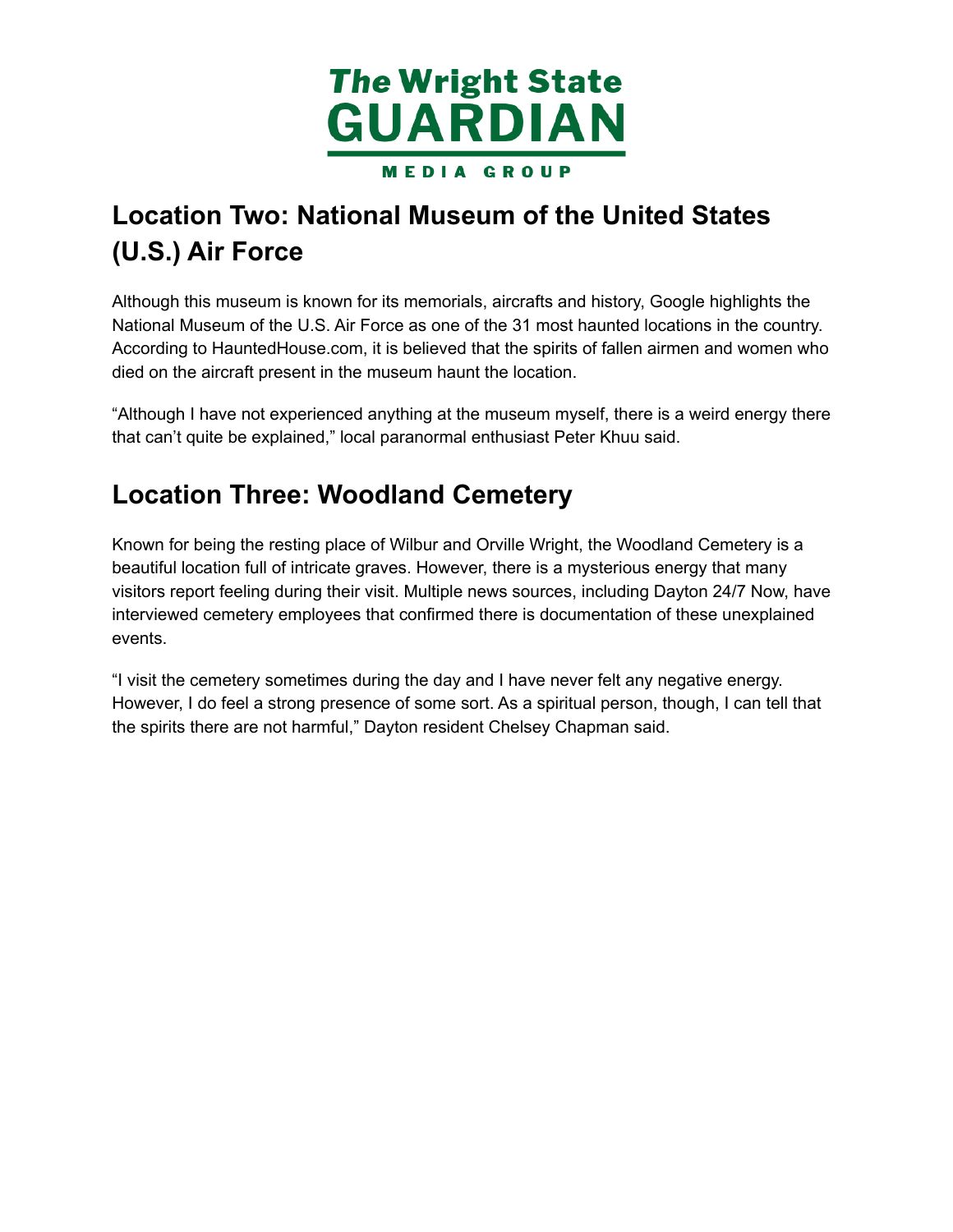## Location Two: National Museum of the United States (U.S.) Air Force

Although this museum is known for its memorials, aircrafts and history, Google highlights the National Museum of the U.S. Air Force as one of the 31 most haunted locations in the country. According to HauntedHouse.com, it is believed that the spirits of fallen airmen and women who died on the aircraft present in the museum haunt the location.

"Although I have not experienced anything at the museum myself, there is a weird energy there that can't quite be explained," local paranormal enthusiast Peter Khuu said.

## Location Three: Woodland Cemetery

Known for being the resting place of Wilbur and Orville Wright, the Woodland Cemetery is a beautiful location full of intricate graves. However, there is a mysterious energy that many visitors report feeling during their visit. Multiple news sources, including Dayton 24/7 Now, have interviewed cemetery employees that confirmed there is documentation of these unexplained events.

"I visit the cemetery sometimes during the day and I have never felt any negative energy. However, I do feel a strong presence of some sort. As a spiritual person, though, I can tell that the spirits there are not harmful," Dayton resident Chelsey Chapman said.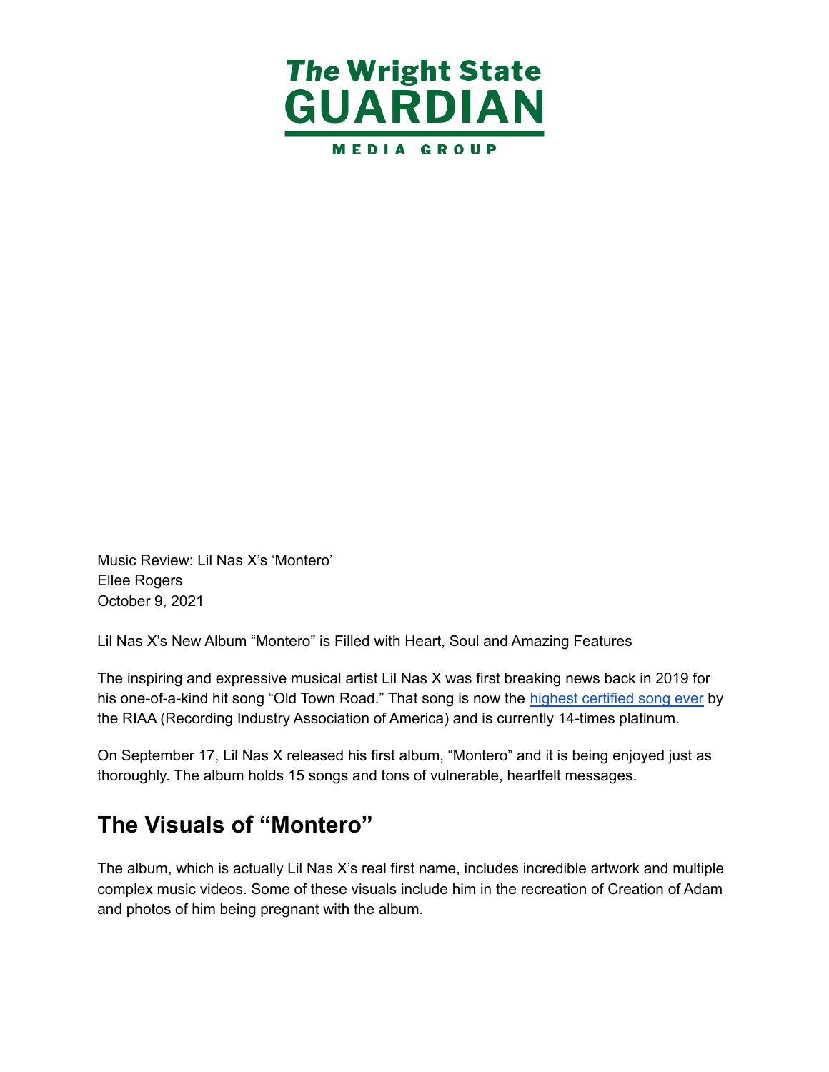The Wright State GUARDIAN

MEDIA GROUP

Music Review: Lil Nas X's 'Montero'
Ellee Rogers
October 9, 2021

Lil Nas X's New Album "Montero" is Filled with Heart, Soul and Amazing Features

The inspiring and expressive musical artist Lil Nas X was first breaking news back in 2019 for his one-of-a-kind hit song "Old Town Road." That song is now the highest certified song ever by the RIAA (Recording Industry Association of America) and is currently 14-times platinum.

On September 17, Lil Nas X released his first album, "Montero" and it is being enjoyed just as thoroughly. The album holds 15 songs and tons of vulnerable, heartfelt messages.

## The Visuals of "Montero"

The album, which is actually Lil Nas X's real first name, includes incredible artwork and multiple complex music videos. Some of these visuals include him in the recreation of Creation of Adam and photos of him being pregnant with the album.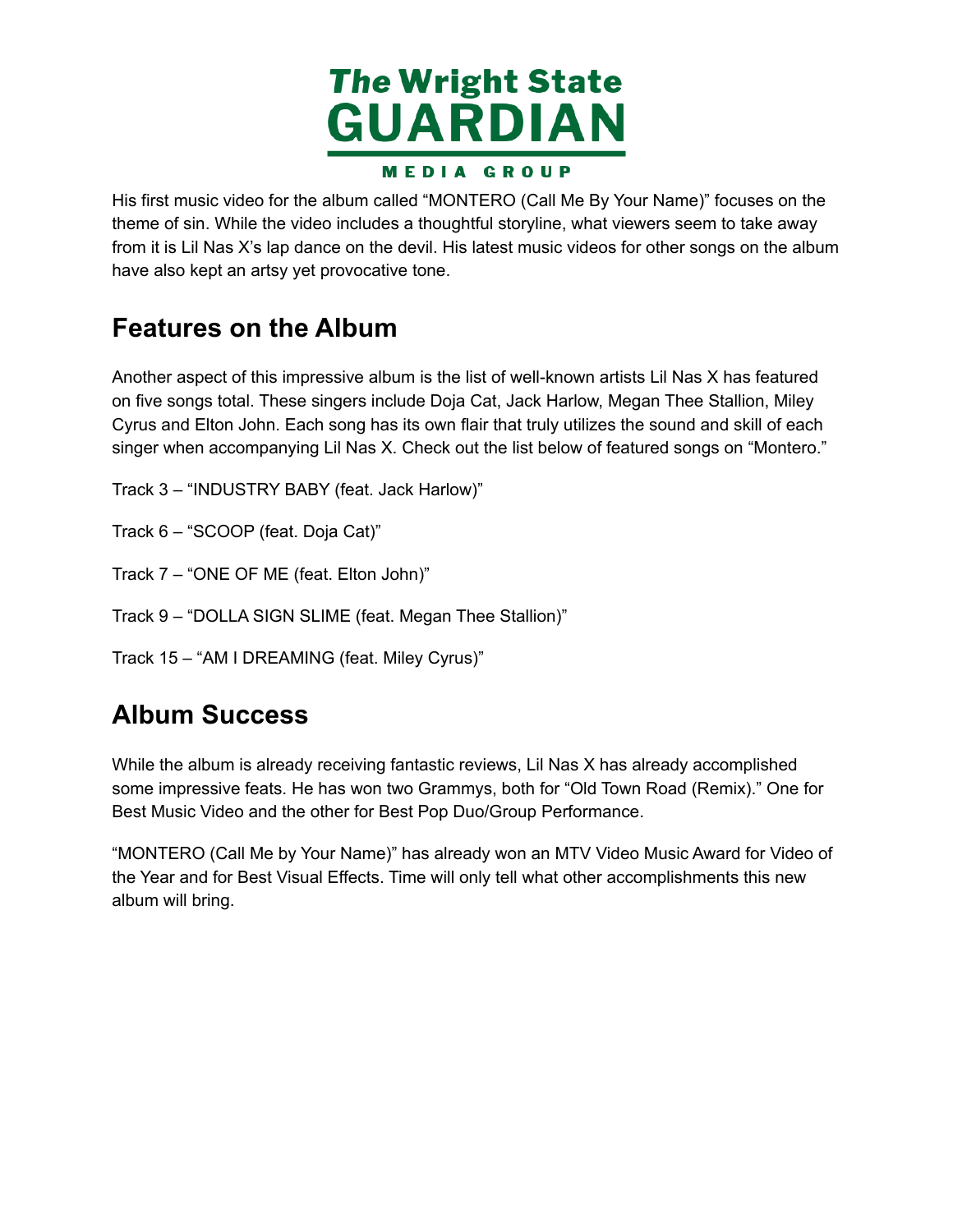His first music video for the album called "MONTERO (Call Me By Your Name)" focuses on the theme of sin. While the video includes a thoughtful storyline, what viewers seem to take away from it is Lil Nas X's lap dance on the devil. His latest music videos for other songs on the album have also kept an artsy yet provocative tone.

## Features on the Album

Another aspect of this impressive album is the list of well-known artists Lil Nas X has featured on five songs total. These singers include Doja Cat, Jack Harlow, Megan Thee Stallion, Miley Cyrus and Elton John. Each song has its own flair that truly utilizes the sound and skill of each singer when accompanying Lil Nas X. Check out the list below of featured songs on "Montero."

Track 3 – "INDUSTRY BABY (feat. Jack Harlow)"

Track 6 – "SCOOP (feat. Doja Cat)"

Track 7 – "ONE OF ME (feat. Elton John)"

Track 9 – "DOLLA SIGN SLIME (feat. Megan Thee Stallion)"

Track 15 – "AM I DREAMING (feat. Miley Cyrus)"

## Album Success

While the album is already receiving fantastic reviews, Lil Nas X has already accomplished some impressive feats. He has won two Grammys, both for "Old Town Road (Remix)." One for Best Music Video and the other for Best Pop Duo/Group Performance.

"MONTERO (Call Me by Your Name)" has already won an MTV Video Music Award for Video of the Year and for Best Visual Effects. Time will only tell what other accomplishments this new album will bring.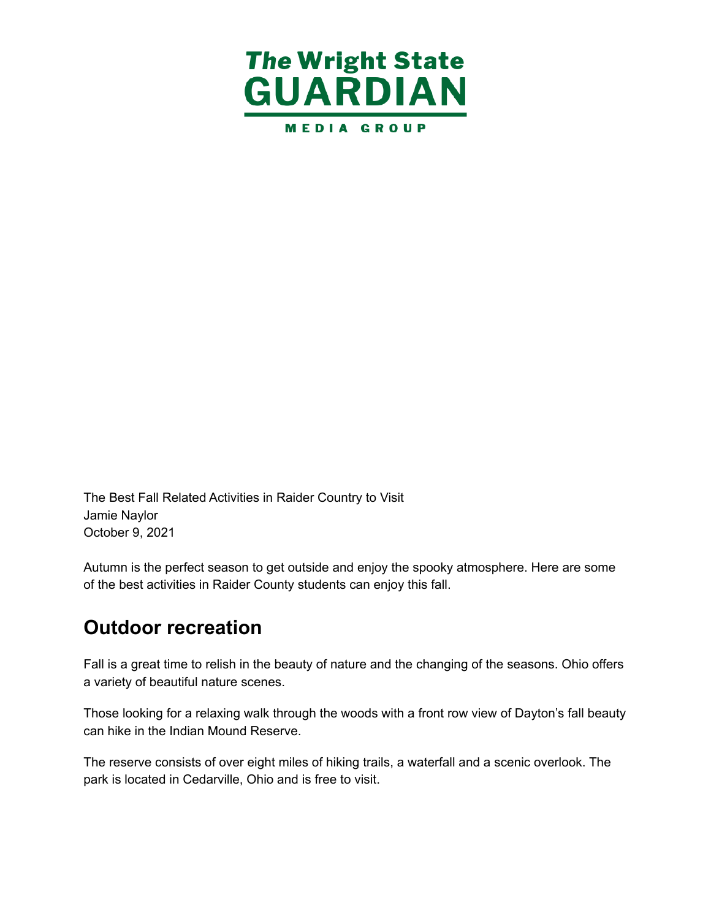The Wright State
GUARDIAN
MEDIA GROUP

The Best Fall Related Activities in Raider Country to Visit
Jamie Naylor
October 9, 2021

Autumn is the perfect season to get outside and enjoy the spooky atmosphere. Here are some of the best activities in Raider County students can enjoy this fall.

## Outdoor recreation

Fall is a great time to relish in the beauty of nature and the changing of the seasons. Ohio offers a variety of beautiful nature scenes.

Those looking for a relaxing walk through the woods with a front row view of Dayton's fall beauty can hike in the Indian Mound Reserve.

The reserve consists of over eight miles of hiking trails, a waterfall and a scenic overlook. The park is located in Cedarville, Ohio and is free to visit.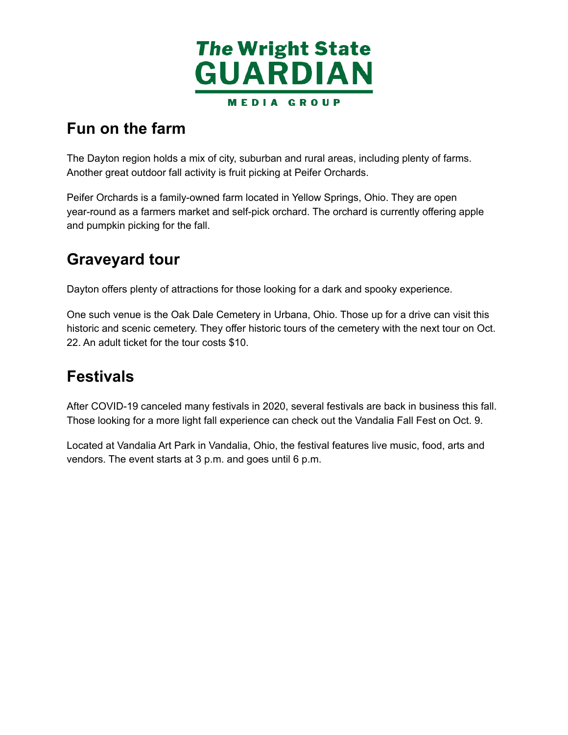The Wright State GUARDIAN MEDIA GROUP

## Fun on the farm

The Dayton region holds a mix of city, suburban and rural areas, including plenty of farms. Another great outdoor fall activity is fruit picking at Peifer Orchards.

Peifer Orchards is a family-owned farm located in Yellow Springs, Ohio. They are open year-round as a farmers market and self-pick orchard. The orchard is currently offering apple and pumpkin picking for the fall.

## Graveyard tour

Dayton offers plenty of attractions for those looking for a dark and spooky experience.

One such venue is the Oak Dale Cemetery in Urbana, Ohio. Those up for a drive can visit this historic and scenic cemetery. They offer historic tours of the cemetery with the next tour on Oct. 22. An adult ticket for the tour costs $10.

## Festivals

After COVID-19 canceled many festivals in 2020, several festivals are back in business this fall. Those looking for a more light fall experience can check out the Vandalia Fall Fest on Oct. 9.

Located at Vandalia Art Park in Vandalia, Ohio, the festival features live music, food, arts and vendors. The event starts at 3 p.m. and goes until 6 p.m.